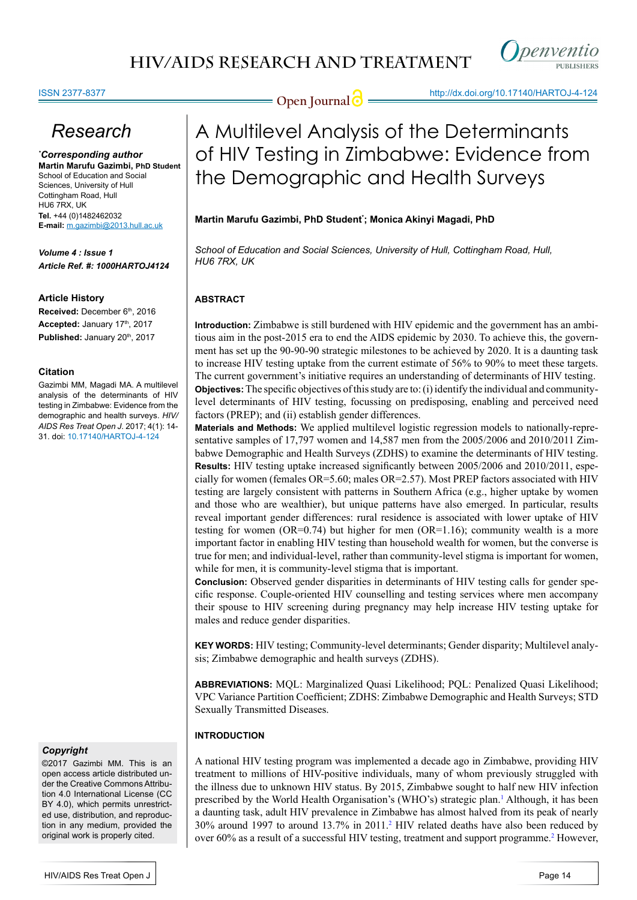# A Multilevel Analysis of the Determinants of HIV Testing in Zimbabwe: Evidence from the Demographic and Health Surveys

**Research**

***Corresponding author**
**Martin Marufu Gazimbi, PhD Student**
School of Education and Social Sciences, University of Hull
Cottingham Road, Hull
HU6 7RX, UK
**Tel.** +44 (0)1482462032
**E-mail:** m.gazimbi@2013.hull.ac.uk

***Volume 4 : Issue 1***
***Article Ref. #: 1000HARTOJ4124***

**Article History**
**Received:** December 6th, 2016
**Accepted:** January 17th, 2017
**Published:** January 20th, 2017

**Citation**
Gazimbi MM, Magadi MA. A multilevel analysis of the determinants of HIV testing in Zimbabwe: Evidence from the demographic and health surveys. *HIV/AIDS Res Treat Open J*. 2017; 4(1): 14-31. doi: 10.17140/HARTOJ-4-124

***Copyright***
©2017 Gazimbi MM. This is an open access article distributed under the Creative Commons Attribution 4.0 International License (CC BY 4.0), which permits unrestricted use, distribution, and reproduction in any medium, provided the original work is properly cited.

**Martin Marufu Gazimbi, PhD Student*; Monica Akinyi Magadi, PhD**

*School of Education and Social Sciences, University of Hull, Cottingham Road, Hull, HU6 7RX, UK*

## ABSTRACT

**Introduction:** Zimbabwe is still burdened with HIV epidemic and the government has an ambitious aim in the post-2015 era to end the AIDS epidemic by 2030. To achieve this, the government has set up the 90-90-90 strategic milestones to be achieved by 2020. It is a daunting task to increase HIV testing uptake from the current estimate of 56% to 90% to meet these targets. The current government's initiative requires an understanding of determinants of HIV testing.

**Objectives:** The specific objectives of this study are to: (i) identify the individual and community-level determinants of HIV testing, focussing on predisposing, enabling and perceived need factors (PREP); and (ii) establish gender differences.

**Materials and Methods:** We applied multilevel logistic regression models to nationally-representative samples of 17,797 women and 14,587 men from the 2005/2006 and 2010/2011 Zimbabwe Demographic and Health Surveys (ZDHS) to examine the determinants of HIV testing.

**Results:** HIV testing uptake increased significantly between 2005/2006 and 2010/2011, especially for women (females OR=5.60; males OR=2.57). Most PREP factors associated with HIV testing are largely consistent with patterns in Southern Africa (e.g., higher uptake by women and those who are wealthier), but unique patterns have also emerged. In particular, results reveal important gender differences: rural residence is associated with lower uptake of HIV testing for women (OR=0.74) but higher for men (OR=1.16); community wealth is a more important factor in enabling HIV testing than household wealth for women, but the converse is true for men; and individual-level, rather than community-level stigma is important for women, while for men, it is community-level stigma that is important.

**Conclusion:** Observed gender disparities in determinants of HIV testing calls for gender specific response. Couple-oriented HIV counselling and testing services where men accompany their spouse to HIV screening during pregnancy may help increase HIV testing uptake for males and reduce gender disparities.

**KEY WORDS:** HIV testing; Community-level determinants; Gender disparity; Multilevel analysis; Zimbabwe demographic and health surveys (ZDHS).

**ABBREVIATIONS:** MQL: Marginalized Quasi Likelihood; PQL: Penalized Quasi Likelihood; VPC Variance Partition Coefficient; ZDHS: Zimbabwe Demographic and Health Surveys; STD Sexually Transmitted Diseases.

## INTRODUCTION

A national HIV testing program was implemented a decade ago in Zimbabwe, providing HIV treatment to millions of HIV-positive individuals, many of whom previously struggled with the illness due to unknown HIV status. By 2015, Zimbabwe sought to half new HIV infection prescribed by the World Health Organisation's (WHO's) strategic plan.[1] Although, it has been a daunting task, adult HIV prevalence in Zimbabwe has almost halved from its peak of nearly 30% around 1997 to around 13.7% in 2011.[2] HIV related deaths have also been reduced by over 60% as a result of a successful HIV testing, treatment and support programme.[2] However,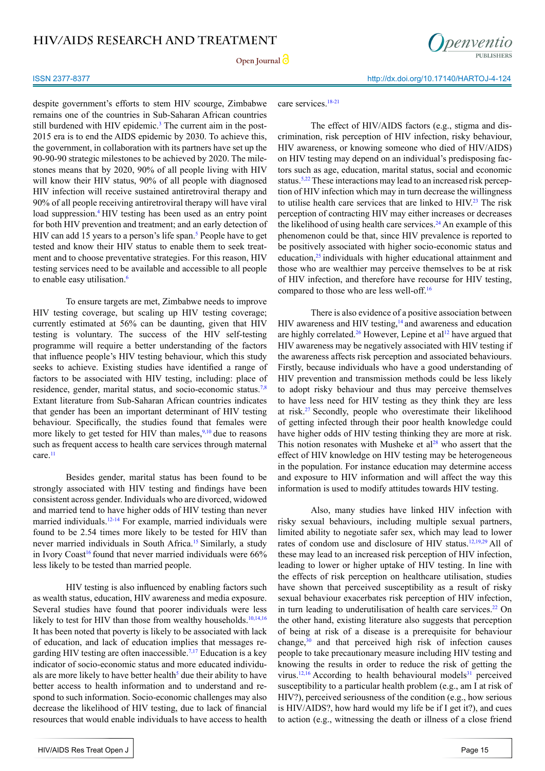despite government's efforts to stem HIV scourge, Zimbabwe remains one of the countries in Sub-Saharan African countries still burdened with HIV epidemic.[3] The current aim in the post-2015 era is to end the AIDS epidemic by 2030. To achieve this, the government, in collaboration with its partners have set up the 90-90-90 strategic milestones to be achieved by 2020. The milestones means that by 2020, 90% of all people living with HIV will know their HIV status, 90% of all people with diagnosed HIV infection will receive sustained antiretroviral therapy and 90% of all people receiving antiretroviral therapy will have viral load suppression.[4] HIV testing has been used as an entry point for both HIV prevention and treatment; and an early detection of HIV can add 15 years to a person's life span.[5] People have to get tested and know their HIV status to enable them to seek treatment and to choose preventative strategies. For this reason, HIV testing services need to be available and accessible to all people to enable easy utilisation.[6]

To ensure targets are met, Zimbabwe needs to improve HIV testing coverage, but scaling up HIV testing coverage; currently estimated at 56% can be daunting, given that HIV testing is voluntary. The success of the HIV self-testing programme will require a better understanding of the factors that influence people's HIV testing behaviour, which this study seeks to achieve. Existing studies have identified a range of factors to be associated with HIV testing, including: place of residence, gender, marital status, and socio-economic status.[7,8] Extant literature from Sub-Saharan African countries indicates that gender has been an important determinant of HIV testing behaviour. Specifically, the studies found that females were more likely to get tested for HIV than males,[9,10] due to reasons such as frequent access to health care services through maternal care.[11]

Besides gender, marital status has been found to be strongly associated with HIV testing and findings have been consistent across gender. Individuals who are divorced, widowed and married tend to have higher odds of HIV testing than never married individuals.[12-14] For example, married individuals were found to be 2.54 times more likely to be tested for HIV than never married individuals in South Africa.[15] Similarly, a study in Ivory Coast[16] found that never married individuals were 66% less likely to be tested than married people.

HIV testing is also influenced by enabling factors such as wealth status, education, HIV awareness and media exposure. Several studies have found that poorer individuals were less likely to test for HIV than those from wealthy households.[10,14,16] It has been noted that poverty is likely to be associated with lack of education, and lack of education implies that messages regarding HIV testing are often inaccessible.[7,17] Education is a key indicator of socio-economic status and more educated individuals are more likely to have better health[5] due their ability to have better access to health information and to understand and respond to such information. Socio-economic challenges may also decrease the likelihood of HIV testing, due to lack of financial resources that would enable individuals to have access to health care services.[18-21]

The effect of HIV/AIDS factors (e.g., stigma and discrimination, risk perception of HIV infection, risky behaviour, HIV awareness, or knowing someone who died of HIV/AIDS) on HIV testing may depend on an individual's predisposing factors such as age, education, marital status, social and economic status.[5,22] These interactions may lead to an increased risk perception of HIV infection which may in turn decrease the willingness to utilise health care services that are linked to HIV.[23] The risk perception of contracting HIV may either increases or decreases the likelihood of using health care services.[24] An example of this phenomenon could be that, since HIV prevalence is reported to be positively associated with higher socio-economic status and education,[25] individuals with higher educational attainment and those who are wealthier may perceive themselves to be at risk of HIV infection, and therefore have recourse for HIV testing, compared to those who are less well-off.[16]

There is also evidence of a positive association between HIV awareness and HIV testing,[14] and awareness and education are highly correlated.[26] However, Lepine et al[12] have argued that HIV awareness may be negatively associated with HIV testing if the awareness affects risk perception and associated behaviours. Firstly, because individuals who have a good understanding of HIV prevention and transmission methods could be less likely to adopt risky behaviour and thus may perceive themselves to have less need for HIV testing as they think they are less at risk.[27] Secondly, people who overestimate their likelihood of getting infected through their poor health knowledge could have higher odds of HIV testing thinking they are more at risk. This notion resonates with Musheke et al[28] who assert that the effect of HIV knowledge on HIV testing may be heterogeneous in the population. For instance education may determine access and exposure to HIV information and will affect the way this information is used to modify attitudes towards HIV testing.

Also, many studies have linked HIV infection with risky sexual behaviours, including multiple sexual partners, limited ability to negotiate safer sex, which may lead to lower rates of condom use and disclosure of HIV status.[12,19,29] All of these may lead to an increased risk perception of HIV infection, leading to lower or higher uptake of HIV testing. In line with the effects of risk perception on healthcare utilisation, studies have shown that perceived susceptibility as a result of risky sexual behaviour exacerbates risk perception of HIV infection, in turn leading to underutilisation of health care services.[22] On the other hand, existing literature also suggests that perception of being at risk of a disease is a prerequisite for behaviour change,[30] and that perceived high risk of infection causes people to take precautionary measure including HIV testing and knowing the results in order to reduce the risk of getting the virus.[12,16] According to health behavioural models[31] perceived susceptibility to a particular health problem (e.g., am I at risk of HIV?), perceived seriousness of the condition (e.g., how serious is HIV/AIDS?, how hard would my life be if I get it?), and cues to action (e.g., witnessing the death or illness of a close friend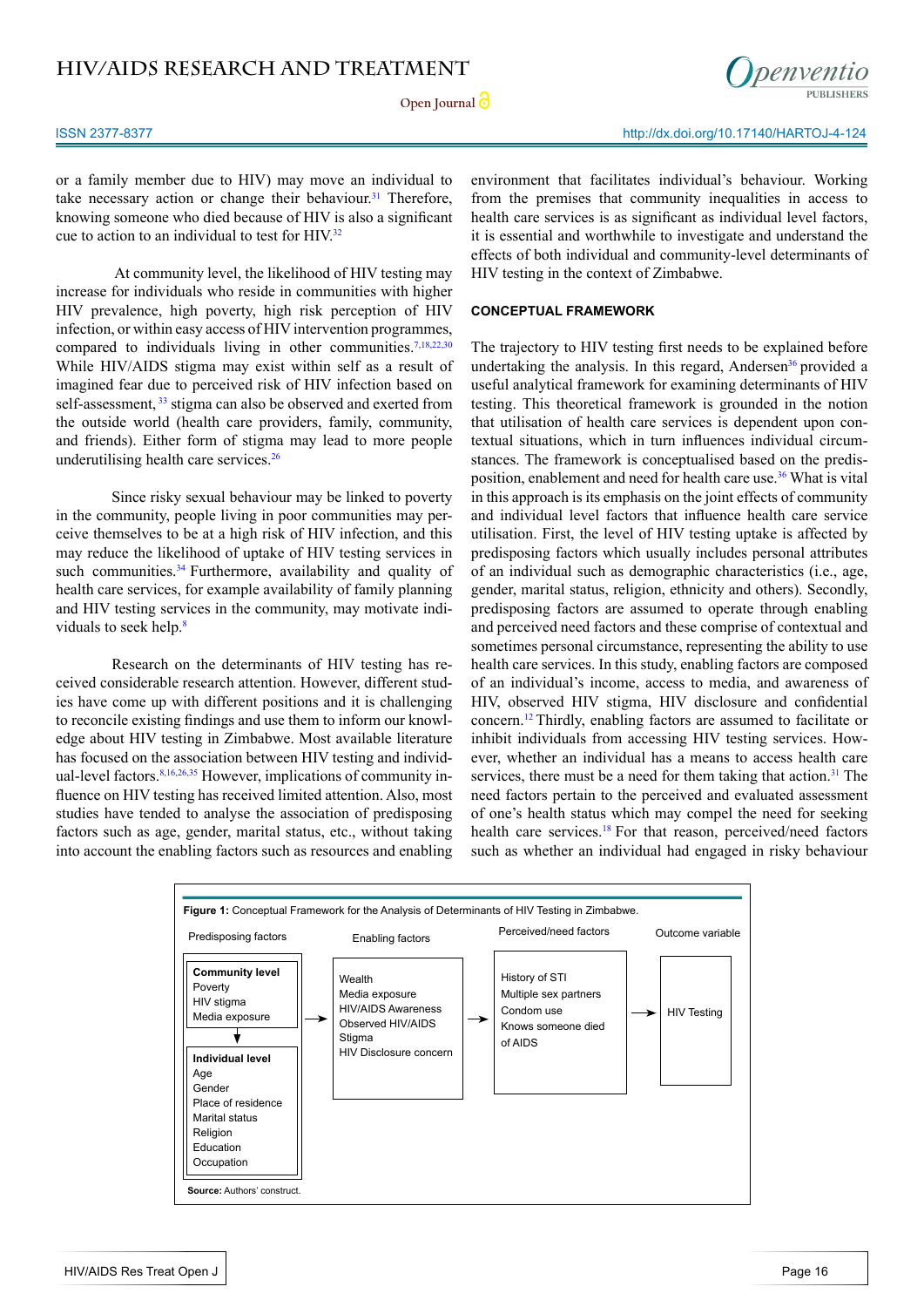or a family member due to HIV) may move an individual to take necessary action or change their behaviour.[31] Therefore, knowing someone who died because of HIV is also a significant cue to action to an individual to test for HIV.[32]

At community level, the likelihood of HIV testing may increase for individuals who reside in communities with higher HIV prevalence, high poverty, high risk perception of HIV infection, or within easy access of HIV intervention programmes, compared to individuals living in other communities.[7,18,22,30] While HIV/AIDS stigma may exist within self as a result of imagined fear due to perceived risk of HIV infection based on self-assessment,[33] stigma can also be observed and exerted from the outside world (health care providers, family, community, and friends). Either form of stigma may lead to more people underutilising health care services.[26]

Since risky sexual behaviour may be linked to poverty in the community, people living in poor communities may perceive themselves to be at a high risk of HIV infection, and this may reduce the likelihood of uptake of HIV testing services in such communities.[34] Furthermore, availability and quality of health care services, for example availability of family planning and HIV testing services in the community, may motivate individuals to seek help.[8]

Research on the determinants of HIV testing has received considerable research attention. However, different studies have come up with different positions and it is challenging to reconcile existing findings and use them to inform our knowledge about HIV testing in Zimbabwe. Most available literature has focused on the association between HIV testing and individual-level factors.[8,16,26,35] However, implications of community influence on HIV testing has received limited attention. Also, most studies have tended to analyse the association of predisposing factors such as age, gender, marital status, etc., without taking into account the enabling factors such as resources and enabling environment that facilitates individual's behaviour. Working from the premises that community inequalities in access to health care services is as significant as individual level factors, it is essential and worthwhile to investigate and understand the effects of both individual and community-level determinants of HIV testing in the context of Zimbabwe.

## CONCEPTUAL FRAMEWORK

The trajectory to HIV testing first needs to be explained before undertaking the analysis. In this regard, Andersen[36] provided a useful analytical framework for examining determinants of HIV testing. This theoretical framework is grounded in the notion that utilisation of health care services is dependent upon contextual situations, which in turn influences individual circumstances. The framework is conceptualised based on the predisposition, enablement and need for health care use.[36] What is vital in this approach is its emphasis on the joint effects of community and individual level factors that influence health care service utilisation. First, the level of HIV testing uptake is affected by predisposing factors which usually includes personal attributes of an individual such as demographic characteristics (i.e., age, gender, marital status, religion, ethnicity and others). Secondly, predisposing factors are assumed to operate through enabling and perceived need factors and these comprise of contextual and sometimes personal circumstance, representing the ability to use health care services. In this study, enabling factors are composed of an individual's income, access to media, and awareness of HIV, observed HIV stigma, HIV disclosure and confidential concern.[12] Thirdly, enabling factors are assumed to facilitate or inhibit individuals from accessing HIV testing services. However, whether an individual has a means to access health care services, there must be a need for them taking that action.[31] The need factors pertain to the perceived and evaluated assessment of one's health status which may compel the need for seeking health care services.[18] For that reason, perceived/need factors such as whether an individual had engaged in risky behaviour

**Figure 1:** Conceptual Framework for the Analysis of Determinants of HIV Testing in Zimbabwe.

| Predisposing factors | Enabling factors | Perceived/need factors | Outcome variable |
|---|---|---|---|
| **Community level**<br>Poverty<br>HIV stigma<br>Media exposure<br>↓<br>**Individual level**<br>Age<br>Gender<br>Place of residence<br>Marital status<br>Religion<br>Education<br>Occupation | → Wealth<br>Media exposure<br>HIV/AIDS Awareness<br>Observed HIV/AIDS Stigma<br>HIV Disclosure concern | → History of STI<br>Multiple sex partners<br>Condom use<br>Knows someone died of AIDS | → HIV Testing |

**Source:** Authors' construct.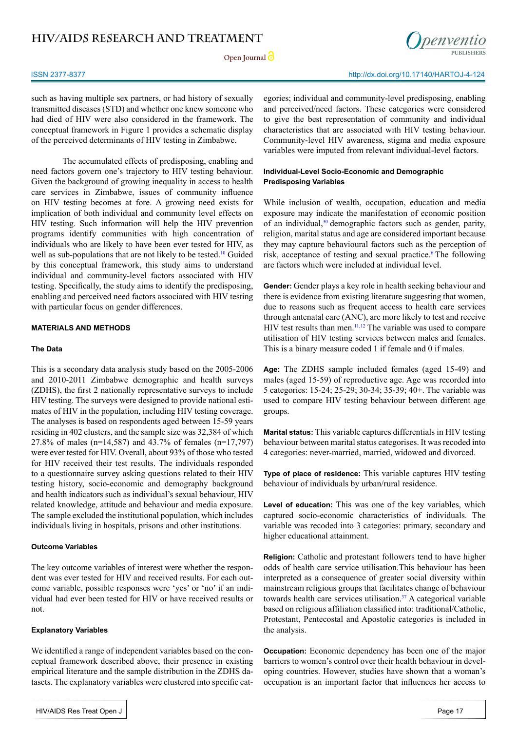such as having multiple sex partners, or had history of sexually transmitted diseases (STD) and whether one knew someone who had died of HIV were also considered in the framework. The conceptual framework in Figure 1 provides a schematic display of the perceived determinants of HIV testing in Zimbabwe.

The accumulated effects of predisposing, enabling and need factors govern one's trajectory to HIV testing behaviour. Given the background of growing inequality in access to health care services in Zimbabwe, issues of community influence on HIV testing becomes at fore. A growing need exists for implication of both individual and community level effects on HIV testing. Such information will help the HIV prevention programs identify communities with high concentration of individuals who are likely to have been ever tested for HIV, as well as sub-populations that are not likely to be tested.[10] Guided by this conceptual framework, this study aims to understand individual and community-level factors associated with HIV testing. Specifically, the study aims to identify the predisposing, enabling and perceived need factors associated with HIV testing with particular focus on gender differences.

## MATERIALS AND METHODS

### The Data

This is a secondary data analysis study based on the 2005-2006 and 2010-2011 Zimbabwe demographic and health surveys (ZDHS), the first 2 nationally representative surveys to include HIV testing. The surveys were designed to provide national estimates of HIV in the population, including HIV testing coverage. The analyses is based on respondents aged between 15-59 years residing in 402 clusters, and the sample size was 32,384 of which 27.8% of males (n=14,587) and 43.7% of females (n=17,797) were ever tested for HIV. Overall, about 93% of those who tested for HIV received their test results. The individuals responded to a questionnaire survey asking questions related to their HIV testing history, socio-economic and demography background and health indicators such as individual's sexual behaviour, HIV related knowledge, attitude and behaviour and media exposure. The sample excluded the institutional population, which includes individuals living in hospitals, prisons and other institutions.

### Outcome Variables

The key outcome variables of interest were whether the respondent was ever tested for HIV and received results. For each outcome variable, possible responses were 'yes' or 'no' if an individual had ever been tested for HIV or have received results or not.

### Explanatory Variables

We identified a range of independent variables based on the conceptual framework described above, their presence in existing empirical literature and the sample distribution in the ZDHS datasets. The explanatory variables were clustered into specific categories; individual and community-level predisposing, enabling and perceived/need factors. These categories were considered to give the best representation of community and individual characteristics that are associated with HIV testing behaviour. Community-level HIV awareness, stigma and media exposure variables were imputed from relevant individual-level factors.

### Individual-Level Socio-Economic and Demographic Predisposing Variables

While inclusion of wealth, occupation, education and media exposure may indicate the manifestation of economic position of an individual,[30] demographic factors such as gender, parity, religion, marital status and age are considered important because they may capture behavioural factors such as the perception of risk, acceptance of testing and sexual practice.[6] The following are factors which were included at individual level.

**Gender:** Gender plays a key role in health seeking behaviour and there is evidence from existing literature suggesting that women, due to reasons such as frequent access to health care services through antenatal care (ANC), are more likely to test and receive HIV test results than men.[11,12] The variable was used to compare utilisation of HIV testing services between males and females. This is a binary measure coded 1 if female and 0 if males.

**Age:** The ZDHS sample included females (aged 15-49) and males (aged 15-59) of reproductive age. Age was recorded into 5 categories: 15-24; 25-29; 30-34; 35-39; 40+. The variable was used to compare HIV testing behaviour between different age groups.

**Marital status:** This variable captures differentials in HIV testing behaviour between marital status categorises. It was recoded into 4 categories: never-married, married, widowed and divorced.

**Type of place of residence:** This variable captures HIV testing behaviour of individuals by urban/rural residence.

**Level of education:** This was one of the key variables, which captured socio-economic characteristics of individuals. The variable was recoded into 3 categories: primary, secondary and higher educational attainment.

**Religion:** Catholic and protestant followers tend to have higher odds of health care service utilisation.This behaviour has been interpreted as a consequence of greater social diversity within mainstream religious groups that facilitates change of behaviour towards health care services utilisation.[37] A categorical variable based on religious affiliation classified into: traditional/Catholic, Protestant, Pentecostal and Apostolic categories is included in the analysis.

**Occupation:** Economic dependency has been one of the major barriers to women's control over their health behaviour in developing countries. However, studies have shown that a woman's occupation is an important factor that influences her access to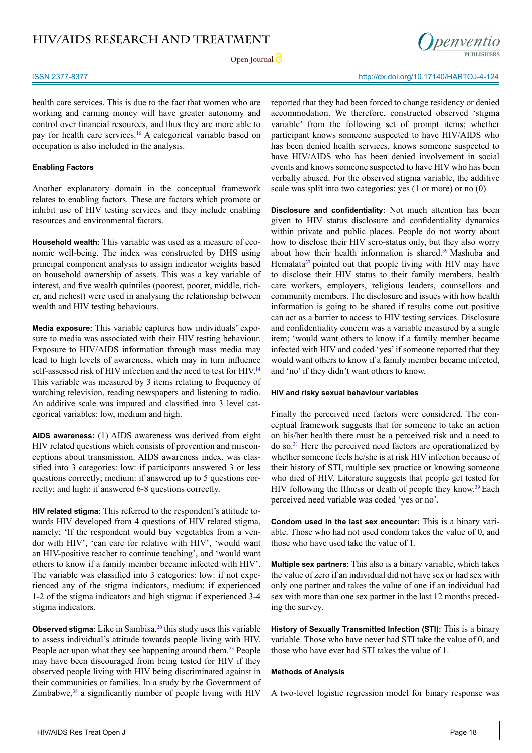health care services. This is due to the fact that women who are working and earning money will have greater autonomy and control over financial resources, and thus they are more able to pay for health care services.[16] A categorical variable based on occupation is also included in the analysis.

### Enabling Factors

Another explanatory domain in the conceptual framework relates to enabling factors. These are factors which promote or inhibit use of HIV testing services and they include enabling resources and environmental factors.

**Household wealth:** This variable was used as a measure of economic well-being. The index was constructed by DHS using principal component analysis to assign indicator weights based on household ownership of assets. This was a key variable of interest, and five wealth quintiles (poorest, poorer, middle, richer, and richest) were used in analysing the relationship between wealth and HIV testing behaviours.

**Media exposure:** This variable captures how individuals' exposure to media was associated with their HIV testing behaviour. Exposure to HIV/AIDS information through mass media may lead to high levels of awareness, which may in turn influence self-assessed risk of HIV infection and the need to test for HIV.[14] This variable was measured by 3 items relating to frequency of watching television, reading newspapers and listening to radio. An additive scale was imputed and classified into 3 level categorical variables: low, medium and high.

**AIDS awareness:** (1) AIDS awareness was derived from eight HIV related questions which consists of prevention and misconceptions about transmission. AIDS awareness index, was classified into 3 categories: low: if participants answered 3 or less questions correctly; medium: if answered up to 5 questions correctly; and high: if answered 6-8 questions correctly.

**HIV related stigma:** This referred to the respondent's attitude towards HIV developed from 4 questions of HIV related stigma, namely; 'If the respondent would buy vegetables from a vendor with HIV', 'can care for relative with HIV', 'would want an HIV-positive teacher to continue teaching', and 'would want others to know if a family member became infected with HIV'. The variable was classified into 3 categories: low: if not experienced any of the stigma indicators, medium: if experienced 1-2 of the stigma indicators and high stigma: if experienced 3-4 stigma indicators.

**Observed stigma:** Like in Sambisa,[26] this study uses this variable to assess individual's attitude towards people living with HIV. People act upon what they see happening around them.[23] People may have been discouraged from being tested for HIV if they observed people living with HIV being discriminated against in their communities or families. In a study by the Government of Zimbabwe,[38] a significantly number of people living with HIV reported that they had been forced to change residency or denied accommodation. We therefore, constructed observed 'stigma variable' from the following set of prompt items; whether participant knows someone suspected to have HIV/AIDS who has been denied health services, knows someone suspected to have HIV/AIDS who has been denied involvement in social events and knows someone suspected to have HIV who has been verbally abused. For the observed stigma variable, the additive scale was split into two categories: yes (1 or more) or no (0)

**Disclosure and confidentiality:** Not much attention has been given to HIV status disclosure and confidentiality dynamics within private and public places. People do not worry about how to disclose their HIV sero-status only, but they also worry about how their health information is shared.[39] Mashuba and Hemalata[37] pointed out that people living with HIV may have to disclose their HIV status to their family members, health care workers, employers, religious leaders, counsellors and community members. The disclosure and issues with how health information is going to be shared if results come out positive can act as a barrier to access to HIV testing services. Disclosure and confidentiality concern was a variable measured by a single item; 'would want others to know if a family member became infected with HIV and coded 'yes' if someone reported that they would want others to know if a family member became infected, and 'no' if they didn't want others to know.

### HIV and risky sexual behaviour variables

Finally the perceived need factors were considered. The conceptual framework suggests that for someone to take an action on his/her health there must be a perceived risk and a need to do so.[31] Here the perceived need factors are operationalized by whether someone feels he/she is at risk HIV infection because of their history of STI, multiple sex practice or knowing someone who died of HIV. Literature suggests that people get tested for HIV following the Illness or death of people they know.[39] Each perceived need variable was coded 'yes or no'.

**Condom used in the last sex encounter:** This is a binary variable. Those who had not used condom takes the value of 0, and those who have used take the value of 1.

**Multiple sex partners:** This also is a binary variable, which takes the value of zero if an individual did not have sex or had sex with only one partner and takes the value of one if an individual had sex with more than one sex partner in the last 12 months preceding the survey.

**History of Sexually Transmitted Infection (STI):** This is a binary variable. Those who have never had STI take the value of 0, and those who have ever had STI takes the value of 1.

### Methods of Analysis

A two-level logistic regression model for binary response was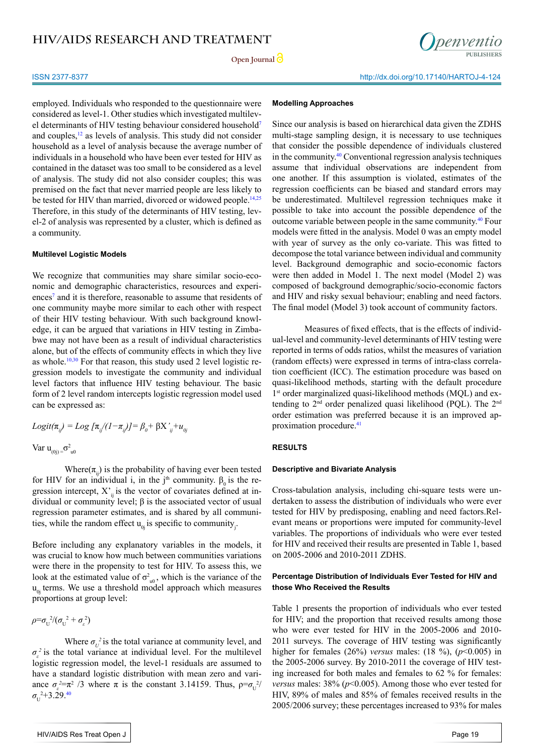employed. Individuals who responded to the questionnaire were considered as level-1. Other studies which investigated multilevel determinants of HIV testing behaviour considered household[7] and couples,[12] as levels of analysis. This study did not consider household as a level of analysis because the average number of individuals in a household who have been ever tested for HIV as contained in the dataset was too small to be considered as a level of analysis. The study did not also consider couples; this was premised on the fact that never married people are less likely to be tested for HIV than married, divorced or widowed people.[14,25] Therefore, in this study of the determinants of HIV testing, level-2 of analysis was represented by a cluster, which is defined as a community.

#### Multilevel Logistic Models

We recognize that communities may share similar socio-economic and demographic characteristics, resources and experiences[7] and it is therefore, reasonable to assume that residents of one community maybe more similar to each other with respect of their HIV testing behaviour. With such background knowledge, it can be argued that variations in HIV testing in Zimbabwe may not have been as a result of individual characteristics alone, but of the effects of community effects in which they live as whole.[10,30] For that reason, this study used 2 level logistic regression models to investigate the community and individual level factors that influence HIV testing behaviour. The basic form of 2 level random intercepts logistic regression model used can be expressed as:

$$Logit(\pi_{ij}) = Log\,[\pi_{ij}/(1-\pi_{ij})] = \beta_0 + \beta X'_{ij} + u_{0j}$$

$$\text{Var } u_{(0j)} = \sigma^2_{u0}$$

Where$(\pi_{ij})$ is the probability of having ever been tested for HIV for an individual i, in the j^th^ community. $\beta_0$ is the regression intercept, $X'_{ij}$ is the vector of covariates defined at individual or community level; β is the associated vector of usual regression parameter estimates, and is shared by all communities, while the random effect $u_{0j}$ is specific to $\text{community}_j$.

Before including any explanatory variables in the models, it was crucial to know how much between communities variations were there in the propensity to test for HIV. To assess this, we look at the estimated value of $\sigma^2_{u0}$, which is the variance of the $u_{0j}$ terms. We use a threshold model approach which measures proportions at group level:

$$\rho = \sigma_U^2/(\sigma_U^2 + \sigma_\varepsilon^2)$$

Where $\sigma_U^2$ is the total variance at community level, and $\sigma_\varepsilon^2$ is the total variance at individual level. For the multilevel logistic regression model, the level-1 residuals are assumed to have a standard logistic distribution with mean zero and variance $\sigma_\varepsilon^2 = \pi^2/3$ where π is the constant 3.14159. Thus, $\rho = \sigma_U^2/\sigma_U^2 + 3.29$.[40]

#### Modelling Approaches

Since our analysis is based on hierarchical data given the ZDHS multi-stage sampling design, it is necessary to use techniques that consider the possible dependence of individuals clustered in the community.[40] Conventional regression analysis techniques assume that individual observations are independent from one another. If this assumption is violated, estimates of the regression coefficients can be biased and standard errors may be underestimated. Multilevel regression techniques make it possible to take into account the possible dependence of the outcome variable between people in the same community.[40] Four models were fitted in the analysis. Model 0 was an empty model with year of survey as the only co-variate. This was fitted to decompose the total variance between individual and community level. Background demographic and socio-economic factors were then added in Model 1. The next model (Model 2) was composed of background demographic/socio-economic factors and HIV and risky sexual behaviour; enabling and need factors. The final model (Model 3) took account of community factors.

Measures of fixed effects, that is the effects of individual-level and community-level determinants of HIV testing were reported in terms of odds ratios, whilst the measures of variation (random effects) were expressed in terms of intra-class correlation coefficient (ICC). The estimation procedure was based on quasi-likelihood methods, starting with the default procedure 1^st^ order marginalized quasi-likelihood methods (MQL) and extending to 2^nd^ order penalized quasi likelihood (PQL). The 2^nd^ order estimation was preferred because it is an improved approximation procedure.[41]

## RESULTS

#### Descriptive and Bivariate Analysis

Cross-tabulation analysis, including chi-square tests were undertaken to assess the distribution of individuals who were ever tested for HIV by predisposing, enabling and need factors.Relevant means or proportions were imputed for community-level variables. The proportions of individuals who were ever tested for HIV and received their results are presented in Table 1, based on 2005-2006 and 2010-2011 ZDHS.

#### Percentage Distribution of Individuals Ever Tested for HIV and those Who Received the Results

Table 1 presents the proportion of individuals who ever tested for HIV; and the proportion that received results among those who were ever tested for HIV in the 2005-2006 and 2010-2011 surveys. The coverage of HIV testing was significantly higher for females (26%) *versus* males: (18 %), ($p<0.005$) in the 2005-2006 survey. By 2010-2011 the coverage of HIV testing increased for both males and females to 62 % for females: *versus* males: 38% ($p<0.005$). Among those who ever tested for HIV, 89% of males and 85% of females received results in the 2005/2006 survey; these percentages increased to 93% for males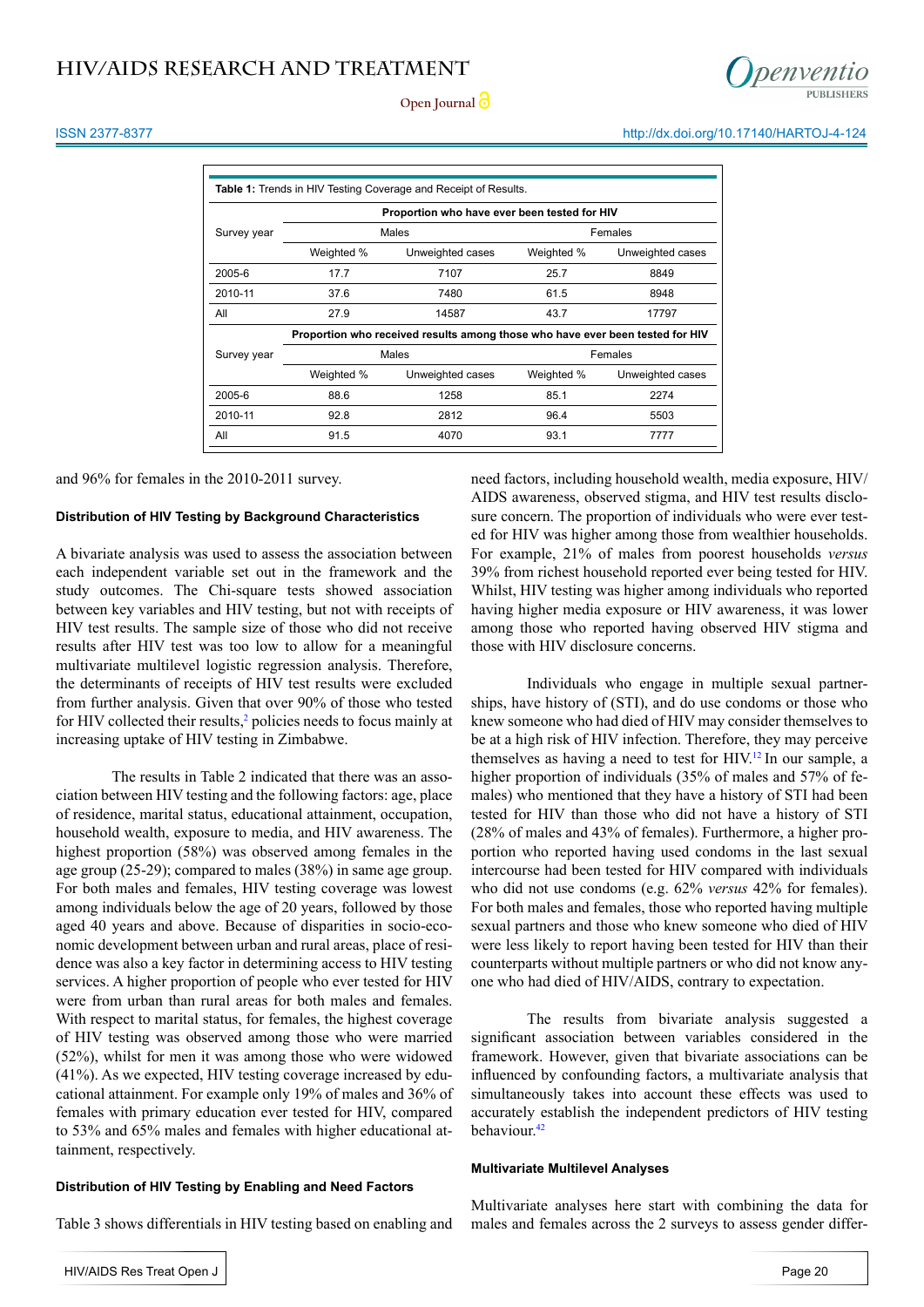**Table 1:** Trends in HIV Testing Coverage and Receipt of Results.

| Survey year | Proportion who have ever been tested for HIV | | | |
|---|---|---|---|---|
| | Males | | Females | |
| | Weighted % | Unweighted cases | Weighted % | Unweighted cases |
| 2005-6 | 17.7 | 7107 | 25.7 | 8849 |
| 2010-11 | 37.6 | 7480 | 61.5 | 8948 |
| All | 27.9 | 14587 | 43.7 | 17797 |
| Survey year | Proportion who received results among those who have ever been tested for HIV | | | |
| | Males | | Females | |
| | Weighted % | Unweighted cases | Weighted % | Unweighted cases |
| 2005-6 | 88.6 | 1258 | 85.1 | 2274 |
| 2010-11 | 92.8 | 2812 | 96.4 | 5503 |
| All | 91.5 | 4070 | 93.1 | 7777 |

and 96% for females in the 2010-2011 survey.

### Distribution of HIV Testing by Background Characteristics

A bivariate analysis was used to assess the association between each independent variable set out in the framework and the study outcomes. The Chi-square tests showed association between key variables and HIV testing, but not with receipts of HIV test results. The sample size of those who did not receive results after HIV test was too low to allow for a meaningful multivariate multilevel logistic regression analysis. Therefore, the determinants of receipts of HIV test results were excluded from further analysis. Given that over 90% of those who tested for HIV collected their results,[2] policies needs to focus mainly at increasing uptake of HIV testing in Zimbabwe.

The results in Table 2 indicated that there was an association between HIV testing and the following factors: age, place of residence, marital status, educational attainment, occupation, household wealth, exposure to media, and HIV awareness. The highest proportion (58%) was observed among females in the age group (25-29); compared to males (38%) in same age group. For both males and females, HIV testing coverage was lowest among individuals below the age of 20 years, followed by those aged 40 years and above. Because of disparities in socio-economic development between urban and rural areas, place of residence was also a key factor in determining access to HIV testing services. A higher proportion of people who ever tested for HIV were from urban than rural areas for both males and females. With respect to marital status, for females, the highest coverage of HIV testing was observed among those who were married (52%), whilst for men it was among those who were widowed (41%). As we expected, HIV testing coverage increased by educational attainment. For example only 19% of males and 36% of females with primary education ever tested for HIV, compared to 53% and 65% males and females with higher educational attainment, respectively.

### Distribution of HIV Testing by Enabling and Need Factors

Table 3 shows differentials in HIV testing based on enabling and need factors, including household wealth, media exposure, HIV/AIDS awareness, observed stigma, and HIV test results disclosure concern. The proportion of individuals who were ever tested for HIV was higher among those from wealthier households. For example, 21% of males from poorest households *versus* 39% from richest household reported ever being tested for HIV. Whilst, HIV testing was higher among individuals who reported having higher media exposure or HIV awareness, it was lower among those who reported having observed HIV stigma and those with HIV disclosure concerns.

Individuals who engage in multiple sexual partnerships, have history of (STI), and do use condoms or those who knew someone who had died of HIV may consider themselves to be at a high risk of HIV infection. Therefore, they may perceive themselves as having a need to test for HIV.[12] In our sample, a higher proportion of individuals (35% of males and 57% of females) who mentioned that they have a history of STI had been tested for HIV than those who did not have a history of STI (28% of males and 43% of females). Furthermore, a higher proportion who reported having used condoms in the last sexual intercourse had been tested for HIV compared with individuals who did not use condoms (e.g. 62% *versus* 42% for females). For both males and females, those who reported having multiple sexual partners and those who knew someone who died of HIV were less likely to report having been tested for HIV than their counterparts without multiple partners or who did not know anyone who had died of HIV/AIDS, contrary to expectation.

The results from bivariate analysis suggested a significant association between variables considered in the framework. However, given that bivariate associations can be influenced by confounding factors, a multivariate analysis that simultaneously takes into account these effects was used to accurately establish the independent predictors of HIV testing behaviour.[42]

### Multivariate Multilevel Analyses

Multivariate analyses here start with combining the data for males and females across the 2 surveys to assess gender differ-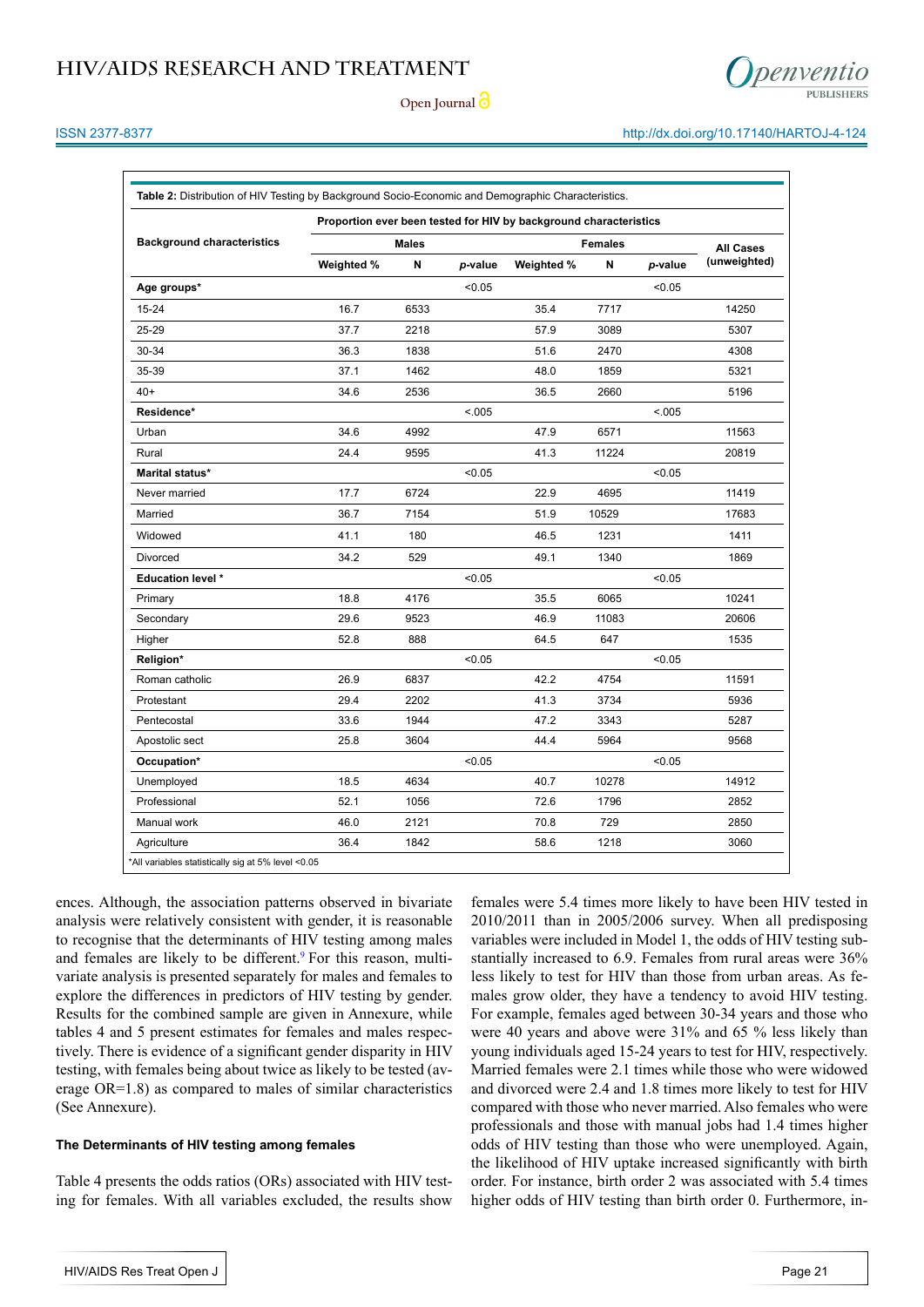**Table 2:** Distribution of HIV Testing by Background Socio-Economic and Demographic Characteristics.

| Background characteristics | Proportion ever been tested for HIV by background characteristics | | | | | | |
|---|---|---|---|---|---|---|---|
| | Males | | | Females | | | All Cases (unweighted) |
| | Weighted % | N | *p*-value | Weighted % | N | *p*-value | |
| **Age groups*** | | | <0.05 | | | <0.05 | |
| 15-24 | 16.7 | 6533 | | 35.4 | 7717 | | 14250 |
| 25-29 | 37.7 | 2218 | | 57.9 | 3089 | | 5307 |
| 30-34 | 36.3 | 1838 | | 51.6 | 2470 | | 4308 |
| 35-39 | 37.1 | 1462 | | 48.0 | 1859 | | 5321 |
| 40+ | 34.6 | 2536 | | 36.5 | 2660 | | 5196 |
| **Residence*** | | | <.005 | | | <.005 | |
| Urban | 34.6 | 4992 | | 47.9 | 6571 | | 11563 |
| Rural | 24.4 | 9595 | | 41.3 | 11224 | | 20819 |
| **Marital status*** | | | <0.05 | | | <0.05 | |
| Never married | 17.7 | 6724 | | 22.9 | 4695 | | 11419 |
| Married | 36.7 | 7154 | | 51.9 | 10529 | | 17683 |
| Widowed | 41.1 | 180 | | 46.5 | 1231 | | 1411 |
| Divorced | 34.2 | 529 | | 49.1 | 1340 | | 1869 |
| **Education level *** | | | <0.05 | | | <0.05 | |
| Primary | 18.8 | 4176 | | 35.5 | 6065 | | 10241 |
| Secondary | 29.6 | 9523 | | 46.9 | 11083 | | 20606 |
| Higher | 52.8 | 888 | | 64.5 | 647 | | 1535 |
| **Religion*** | | | <0.05 | | | <0.05 | |
| Roman catholic | 26.9 | 6837 | | 42.2 | 4754 | | 11591 |
| Protestant | 29.4 | 2202 | | 41.3 | 3734 | | 5936 |
| Pentecostal | 33.6 | 1944 | | 47.2 | 3343 | | 5287 |
| Apostolic sect | 25.8 | 3604 | | 44.4 | 5964 | | 9568 |
| **Occupation*** | | | <0.05 | | | <0.05 | |
| Unemployed | 18.5 | 4634 | | 40.7 | 10278 | | 14912 |
| Professional | 52.1 | 1056 | | 72.6 | 1796 | | 2852 |
| Manual work | 46.0 | 2121 | | 70.8 | 729 | | 2850 |
| Agriculture | 36.4 | 1842 | | 58.6 | 1218 | | 3060 |

*All variables statistically sig at 5% level <0.05

ences. Although, the association patterns observed in bivariate analysis were relatively consistent with gender, it is reasonable to recognise that the determinants of HIV testing among males and females are likely to be different.[9] For this reason, multivariate analysis is presented separately for males and females to explore the differences in predictors of HIV testing by gender. Results for the combined sample are given in Annexure, while tables 4 and 5 present estimates for females and males respectively. There is evidence of a significant gender disparity in HIV testing, with females being about twice as likely to be tested (average OR=1.8) as compared to males of similar characteristics (See Annexure).

### The Determinants of HIV testing among females

Table 4 presents the odds ratios (ORs) associated with HIV testing for females. With all variables excluded, the results show females were 5.4 times more likely to have been HIV tested in 2010/2011 than in 2005/2006 survey. When all predisposing variables were included in Model 1, the odds of HIV testing substantially increased to 6.9. Females from rural areas were 36% less likely to test for HIV than those from urban areas. As females grow older, they have a tendency to avoid HIV testing. For example, females aged between 30-34 years and those who were 40 years and above were 31% and 65 % less likely than young individuals aged 15-24 years to test for HIV, respectively. Married females were 2.1 times while those who were widowed and divorced were 2.4 and 1.8 times more likely to test for HIV compared with those who never married. Also females who were professionals and those with manual jobs had 1.4 times higher odds of HIV testing than those who were unemployed. Again, the likelihood of HIV uptake increased significantly with birth order. For instance, birth order 2 was associated with 5.4 times higher odds of HIV testing than birth order 0. Furthermore, in-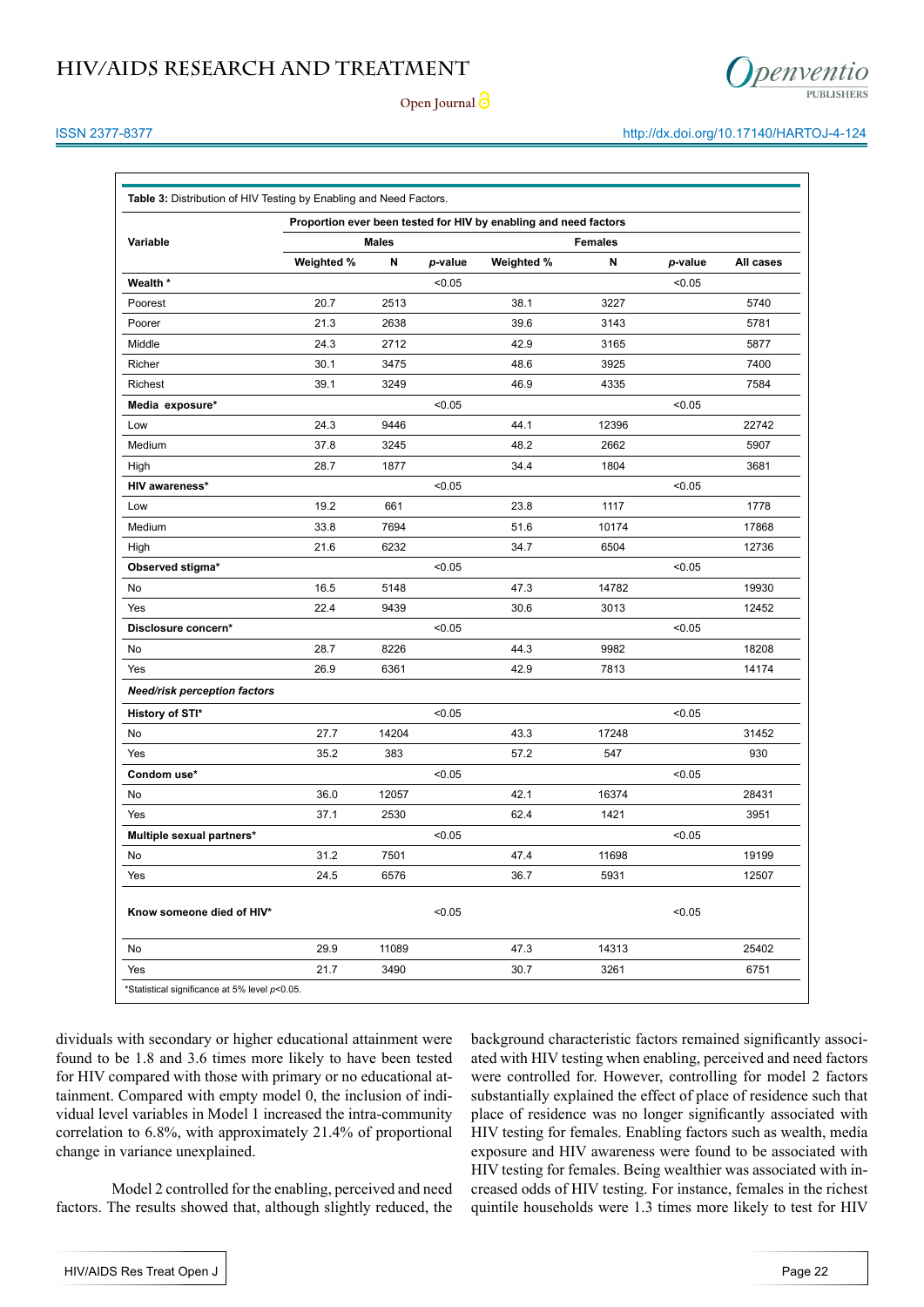**Table 3:** Distribution of HIV Testing by Enabling and Need Factors.

| Variable | Proportion ever been tested for HIV by enabling and need factors | | | | | | |
|---|---|---|---|---|---|---|---|
| | Males | | | Females | | | |
| | Weighted % | N | *p*-value | Weighted % | N | *p*-value | All cases |
| **Wealth *** | | | <0.05 | | | <0.05 | |
| Poorest | 20.7 | 2513 | | 38.1 | 3227 | | 5740 |
| Poorer | 21.3 | 2638 | | 39.6 | 3143 | | 5781 |
| Middle | 24.3 | 2712 | | 42.9 | 3165 | | 5877 |
| Richer | 30.1 | 3475 | | 48.6 | 3925 | | 7400 |
| Richest | 39.1 | 3249 | | 46.9 | 4335 | | 7584 |
| **Media exposure*** | | | <0.05 | | | <0.05 | |
| Low | 24.3 | 9446 | | 44.1 | 12396 | | 22742 |
| Medium | 37.8 | 3245 | | 48.2 | 2662 | | 5907 |
| High | 28.7 | 1877 | | 34.4 | 1804 | | 3681 |
| **HIV awareness*** | | | <0.05 | | | <0.05 | |
| Low | 19.2 | 661 | | 23.8 | 1117 | | 1778 |
| Medium | 33.8 | 7694 | | 51.6 | 10174 | | 17868 |
| High | 21.6 | 6232 | | 34.7 | 6504 | | 12736 |
| **Observed stigma*** | | | <0.05 | | | <0.05 | |
| No | 16.5 | 5148 | | 47.3 | 14782 | | 19930 |
| Yes | 22.4 | 9439 | | 30.6 | 3013 | | 12452 |
| **Disclosure concern*** | | | <0.05 | | | <0.05 | |
| No | 28.7 | 8226 | | 44.3 | 9982 | | 18208 |
| Yes | 26.9 | 6361 | | 42.9 | 7813 | | 14174 |
| ***Need/risk perception factors*** | | | | | | | |
| **History of STI*** | | | <0.05 | | | <0.05 | |
| No | 27.7 | 14204 | | 43.3 | 17248 | | 31452 |
| Yes | 35.2 | 383 | | 57.2 | 547 | | 930 |
| **Condom use*** | | | <0.05 | | | <0.05 | |
| No | 36.0 | 12057 | | 42.1 | 16374 | | 28431 |
| Yes | 37.1 | 2530 | | 62.4 | 1421 | | 3951 |
| **Multiple sexual partners*** | | | <0.05 | | | <0.05 | |
| No | 31.2 | 7501 | | 47.4 | 11698 | | 19199 |
| Yes | 24.5 | 6576 | | 36.7 | 5931 | | 12507 |
| **Know someone died of HIV*** | | | <0.05 | | | <0.05 | |
| No | 29.9 | 11089 | | 47.3 | 14313 | | 25402 |
| Yes | 21.7 | 3490 | | 30.7 | 3261 | | 6751 |

*Statistical significance at 5% level *p*<0.05.

dividuals with secondary or higher educational attainment were found to be 1.8 and 3.6 times more likely to have been tested for HIV compared with those with primary or no educational attainment. Compared with empty model 0, the inclusion of individual level variables in Model 1 increased the intra-community correlation to 6.8%, with approximately 21.4% of proportional change in variance unexplained.

Model 2 controlled for the enabling, perceived and need factors. The results showed that, although slightly reduced, the background characteristic factors remained significantly associated with HIV testing when enabling, perceived and need factors were controlled for. However, controlling for model 2 factors substantially explained the effect of place of residence such that place of residence was no longer significantly associated with HIV testing for females. Enabling factors such as wealth, media exposure and HIV awareness were found to be associated with HIV testing for females. Being wealthier was associated with increased odds of HIV testing. For instance, females in the richest quintile households were 1.3 times more likely to test for HIV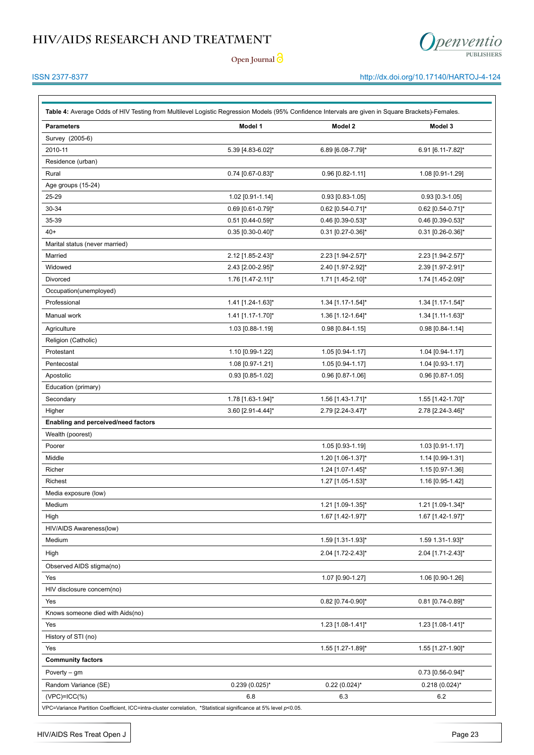**Table 4:** Average Odds of HIV Testing from Multilevel Logistic Regression Models (95% Confidence Intervals are given in Square Brackets)-Females.

| Parameters | Model 1 | Model 2 | Model 3 |
|---|---|---|---|
| Survey (2005-6) | | | |
| 2010-11 | 5.39 [4.83-6.02]* | 6.89 [6.08-7.79]* | 6.91 [6.11-7.82]* |
| Residence (urban) | | | |
| Rural | 0.74 [0.67-0.83]* | 0.96 [0.82-1.11] | 1.08 [0.91-1.29] |
| Age groups (15-24) | | | |
| 25-29 | 1.02 [0.91-1.14] | 0.93 [0.83-1.05] | 0.93 [0.3-1.05] |
| 30-34 | 0.69 [0.61-0.79]* | 0.62 [0.54-0.71]* | 0.62 [0.54-0.71]* |
| 35-39 | 0.51 [0.44-0.59]* | 0.46 [0.39-0.53]* | 0.46 [0.39-0.53]* |
| 40+ | 0.35 [0.30-0.40]* | 0.31 [0.27-0.36]* | 0.31 [0.26-0.36]* |
| Marital status (never married) | | | |
| Married | 2.12 [1.85-2.43]* | 2.23 [1.94-2.57]* | 2.23 [1.94-2.57]* |
| Widowed | 2.43 [2.00-2.95]* | 2.40 [1.97-2.92]* | 2.39 [1.97-2.91]* |
| Divorced | 1.76 [1.47-2.11]* | 1.71 [1.45-2.10]* | 1.74 [1.45-2.09]* |
| Occupation(unemployed) | | | |
| Professional | 1.41 [1.24-1.63]* | 1.34 [1.17-1.54]* | 1.34 [1.17-1.54]* |
| Manual work | 1.41 [1.17-1.70]* | 1.36 [1.12-1.64]* | 1.34 [1.11-1.63]* |
| Agriculture | 1.03 [0.88-1.19] | 0.98 [0.84-1.15] | 0.98 [0.84-1.14] |
| Religion (Catholic) | | | |
| Protestant | 1.10 [0.99-1.22] | 1.05 [0.94-1.17] | 1.04 [0.94-1.17] |
| Pentecostal | 1.08 [0.97-1.21] | 1.05 [0.94-1.17] | 1.04 [0.93-1.17] |
| Apostolic | 0.93 [0.85-1.02] | 0.96 [0.87-1.06] | 0.96 [0.87-1.05] |
| Education (primary) | | | |
| Secondary | 1.78 [1.63-1.94]* | 1.56 [1.43-1.71]* | 1.55 [1.42-1.70]* |
| Higher | 3.60 [2.91-4.44]* | 2.79 [2.24-3.47]* | 2.78 [2.24-3.46]* |
| **Enabling and perceived/need factors** | | | |
| Wealth (poorest) | | | |
| Poorer | | 1.05 [0.93-1.19] | 1.03 [0.91-1.17] |
| Middle | | 1.20 [1.06-1.37]* | 1.14 [0.99-1.31] |
| Richer | | 1.24 [1.07-1.45]* | 1.15 [0.97-1.36] |
| Richest | | 1.27 [1.05-1.53]* | 1.16 [0.95-1.42] |
| Media exposure (low) | | | |
| Medium | | 1.21 [1.09-1.35]* | 1.21 [1.09-1.34]* |
| High | | 1.67 [1.42-1.97]* | 1.67 [1.42-1.97]* |
| HIV/AIDS Awareness(low) | | | |
| Medium | | 1.59 [1.31-1.93]* | 1.59 1.31-1.93]* |
| High | | 2.04 [1.72-2.43]* | 2.04 [1.71-2.43]* |
| Observed AIDS stigma(no) | | | |
| Yes | | 1.07 [0.90-1.27] | 1.06 [0.90-1.26] |
| HIV disclosure concern(no) | | | |
| Yes | | 0.82 [0.74-0.90]* | 0.81 [0.74-0.89]* |
| Knows someone died with Aids(no) | | | |
| Yes | | 1.23 [1.08-1.41]* | 1.23 [1.08-1.41]* |
| History of STI (no) | | | |
| Yes | | 1.55 [1.27-1.89]* | 1.55 [1.27-1.90]* |
| **Community factors** | | | |
| Poverty – gm | | | 0.73 [0.56-0.94]* |
| Random Variance (SE) | 0.239 (0.025)* | 0.22 (0.024)* | 0.218 (0.024)* |
| (VPC)=ICC(%) | 6.8 | 6.3 | 6.2 |

VPC=Variance Partition Coefficient, ICC=intra-cluster correlation, *Statistical significance at 5% level $p$<0.05.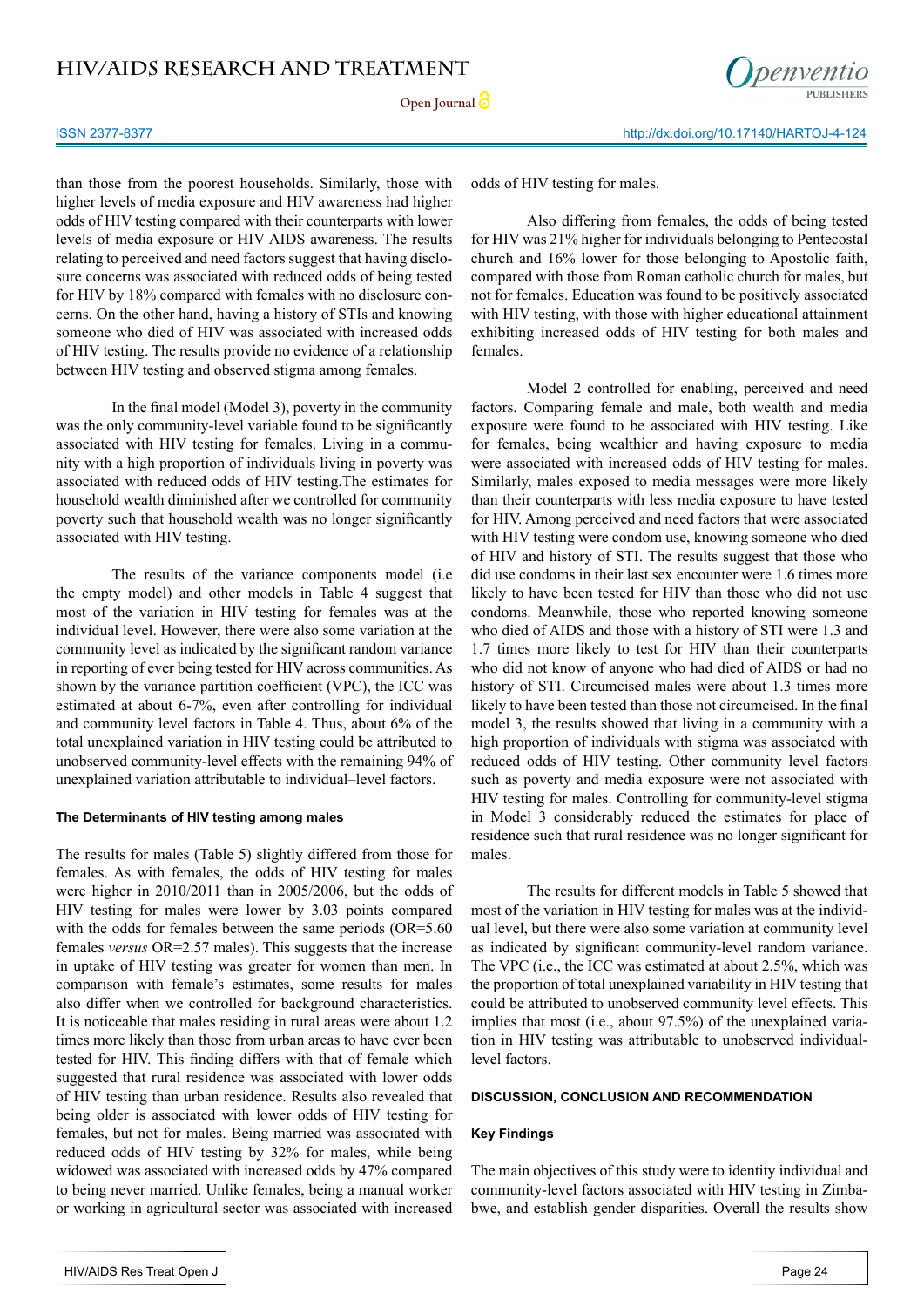than those from the poorest households. Similarly, those with higher levels of media exposure and HIV awareness had higher odds of HIV testing compared with their counterparts with lower levels of media exposure or HIV AIDS awareness. The results relating to perceived and need factors suggest that having disclosure concerns was associated with reduced odds of being tested for HIV by 18% compared with females with no disclosure concerns. On the other hand, having a history of STIs and knowing someone who died of HIV was associated with increased odds of HIV testing. The results provide no evidence of a relationship between HIV testing and observed stigma among females.

In the final model (Model 3), poverty in the community was the only community-level variable found to be significantly associated with HIV testing for females. Living in a community with a high proportion of individuals living in poverty was associated with reduced odds of HIV testing.The estimates for household wealth diminished after we controlled for community poverty such that household wealth was no longer significantly associated with HIV testing.

The results of the variance components model (i.e the empty model) and other models in Table 4 suggest that most of the variation in HIV testing for females was at the individual level. However, there were also some variation at the community level as indicated by the significant random variance in reporting of ever being tested for HIV across communities. As shown by the variance partition coefficient (VPC), the ICC was estimated at about 6-7%, even after controlling for individual and community level factors in Table 4. Thus, about 6% of the total unexplained variation in HIV testing could be attributed to unobserved community-level effects with the remaining 94% of unexplained variation attributable to individual–level factors.

### The Determinants of HIV testing among males

The results for males (Table 5) slightly differed from those for females. As with females, the odds of HIV testing for males were higher in 2010/2011 than in 2005/2006, but the odds of HIV testing for males were lower by 3.03 points compared with the odds for females between the same periods (OR=5.60 females *versus* OR=2.57 males). This suggests that the increase in uptake of HIV testing was greater for women than men. In comparison with female's estimates, some results for males also differ when we controlled for background characteristics. It is noticeable that males residing in rural areas were about 1.2 times more likely than those from urban areas to have ever been tested for HIV. This finding differs with that of female which suggested that rural residence was associated with lower odds of HIV testing than urban residence. Results also revealed that being older is associated with lower odds of HIV testing for females, but not for males. Being married was associated with reduced odds of HIV testing by 32% for males, while being widowed was associated with increased odds by 47% compared to being never married. Unlike females, being a manual worker or working in agricultural sector was associated with increased odds of HIV testing for males.

Also differing from females, the odds of being tested for HIV was 21% higher for individuals belonging to Pentecostal church and 16% lower for those belonging to Apostolic faith, compared with those from Roman catholic church for males, but not for females. Education was found to be positively associated with HIV testing, with those with higher educational attainment exhibiting increased odds of HIV testing for both males and females.

Model 2 controlled for enabling, perceived and need factors. Comparing female and male, both wealth and media exposure were found to be associated with HIV testing. Like for females, being wealthier and having exposure to media were associated with increased odds of HIV testing for males. Similarly, males exposed to media messages were more likely than their counterparts with less media exposure to have tested for HIV. Among perceived and need factors that were associated with HIV testing were condom use, knowing someone who died of HIV and history of STI. The results suggest that those who did use condoms in their last sex encounter were 1.6 times more likely to have been tested for HIV than those who did not use condoms. Meanwhile, those who reported knowing someone who died of AIDS and those with a history of STI were 1.3 and 1.7 times more likely to test for HIV than their counterparts who did not know of anyone who had died of AIDS or had no history of STI. Circumcised males were about 1.3 times more likely to have been tested than those not circumcised. In the final model 3, the results showed that living in a community with a high proportion of individuals with stigma was associated with reduced odds of HIV testing. Other community level factors such as poverty and media exposure were not associated with HIV testing for males. Controlling for community-level stigma in Model 3 considerably reduced the estimates for place of residence such that rural residence was no longer significant for males.

The results for different models in Table 5 showed that most of the variation in HIV testing for males was at the individual level, but there were also some variation at community level as indicated by significant community-level random variance. The VPC (i.e., the ICC was estimated at about 2.5%, which was the proportion of total unexplained variability in HIV testing that could be attributed to unobserved community level effects. This implies that most (i.e., about 97.5%) of the unexplained variation in HIV testing was attributable to unobserved individual-level factors.

## DISCUSSION, CONCLUSION AND RECOMMENDATION

### Key Findings

The main objectives of this study were to identity individual and community-level factors associated with HIV testing in Zimbabwe, and establish gender disparities. Overall the results show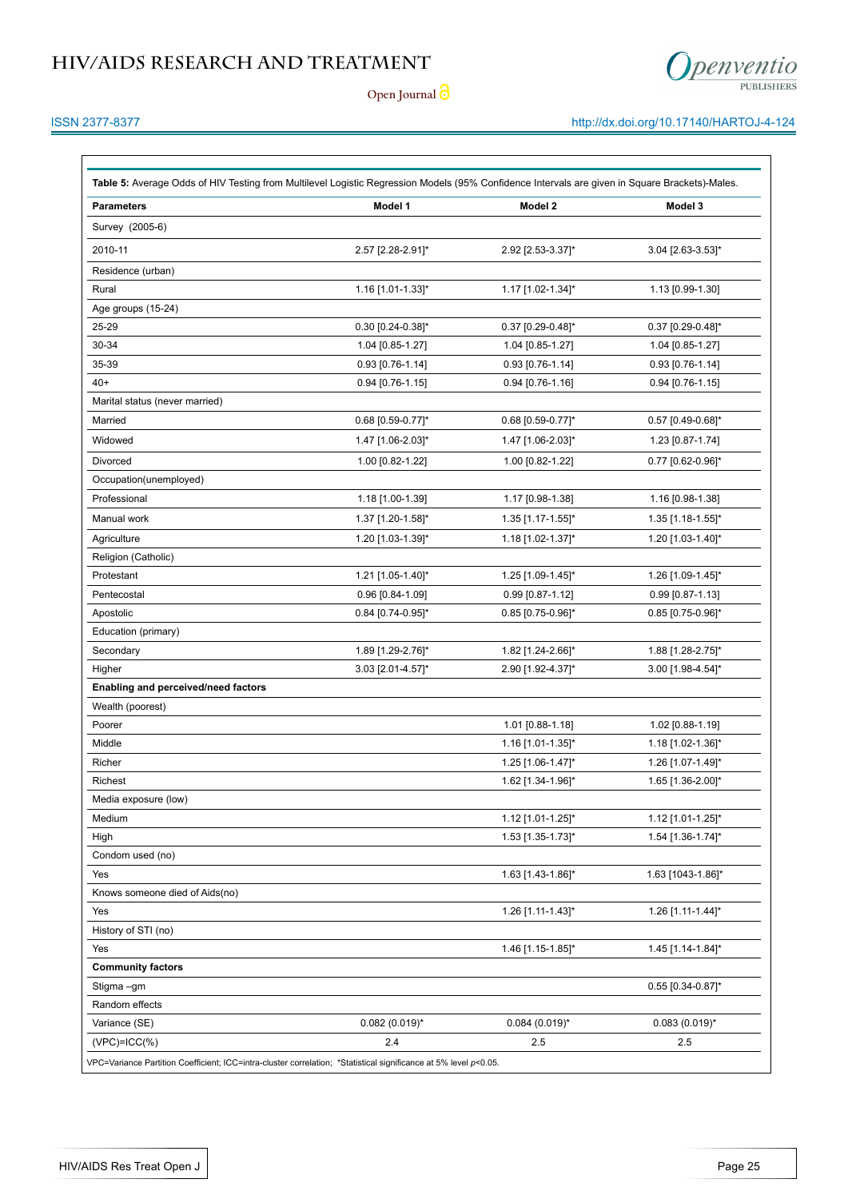**Table 5:** Average Odds of HIV Testing from Multilevel Logistic Regression Models (95% Confidence Intervals are given in Square Brackets)-Males.

| Parameters | Model 1 | Model 2 | Model 3 |
|---|---|---|---|
| Survey (2005-6) | | | |
| 2010-11 | 2.57 [2.28-2.91]* | 2.92 [2.53-3.37]* | 3.04 [2.63-3.53]* |
| Residence (urban) | | | |
| Rural | 1.16 [1.01-1.33]* | 1.17 [1.02-1.34]* | 1.13 [0.99-1.30] |
| Age groups (15-24) | | | |
| 25-29 | 0.30 [0.24-0.38]* | 0.37 [0.29-0.48]* | 0.37 [0.29-0.48]* |
| 30-34 | 1.04 [0.85-1.27] | 1.04 [0.85-1.27] | 1.04 [0.85-1.27] |
| 35-39 | 0.93 [0.76-1.14] | 0.93 [0.76-1.14] | 0.93 [0.76-1.14] |
| 40+ | 0.94 [0.76-1.15] | 0.94 [0.76-1.16] | 0.94 [0.76-1.15] |
| Marital status (never married) | | | |
| Married | 0.68 [0.59-0.77]* | 0.68 [0.59-0.77]* | 0.57 [0.49-0.68]* |
| Widowed | 1.47 [1.06-2.03]* | 1.47 [1.06-2.03]* | 1.23 [0.87-1.74] |
| Divorced | 1.00 [0.82-1.22] | 1.00 [0.82-1.22] | 0.77 [0.62-0.96]* |
| Occupation(unemployed) | | | |
| Professional | 1.18 [1.00-1.39] | 1.17 [0.98-1.38] | 1.16 [0.98-1.38] |
| Manual work | 1.37 [1.20-1.58]* | 1.35 [1.17-1.55]* | 1.35 [1.18-1.55]* |
| Agriculture | 1.20 [1.03-1.39]* | 1.18 [1.02-1.37]* | 1.20 [1.03-1.40]* |
| Religion (Catholic) | | | |
| Protestant | 1.21 [1.05-1.40]* | 1.25 [1.09-1.45]* | 1.26 [1.09-1.45]* |
| Pentecostal | 0.96 [0.84-1.09] | 0.99 [0.87-1.12] | 0.99 [0.87-1.13] |
| Apostolic | 0.84 [0.74-0.95]* | 0.85 [0.75-0.96]* | 0.85 [0.75-0.96]* |
| Education (primary) | | | |
| Secondary | 1.89 [1.29-2.76]* | 1.82 [1.24-2.66]* | 1.88 [1.28-2.75]* |
| Higher | 3.03 [2.01-4.57]* | 2.90 [1.92-4.37]* | 3.00 [1.98-4.54]* |
| **Enabling and perceived/need factors** | | | |
| Wealth (poorest) | | | |
| Poorer | | 1.01 [0.88-1.18] | 1.02 [0.88-1.19] |
| Middle | | 1.16 [1.01-1.35]* | 1.18 [1.02-1.36]* |
| Richer | | 1.25 [1.06-1.47]* | 1.26 [1.07-1.49]* |
| Richest | | 1.62 [1.34-1.96]* | 1.65 [1.36-2.00]* |
| Media exposure (low) | | | |
| Medium | | 1.12 [1.01-1.25]* | 1.12 [1.01-1.25]* |
| High | | 1.53 [1.35-1.73]* | 1.54 [1.36-1.74]* |
| Condom used (no) | | | |
| Yes | | 1.63 [1.43-1.86]* | 1.63 [1043-1.86]* |
| Knows someone died of Aids(no) | | | |
| Yes | | 1.26 [1.11-1.43]* | 1.26 [1.11-1.44]* |
| History of STI (no) | | | |
| Yes | | 1.46 [1.15-1.85]* | 1.45 [1.14-1.84]* |
| **Community factors** | | | |
| Stigma –gm | | | 0.55 [0.34-0.87]* |
| Random effects | | | |
| Variance (SE) | 0.082 (0.019)* | 0.084 (0.019)* | 0.083 (0.019)* |
| (VPC)=ICC(%) | 2.4 | 2.5 | 2.5 |

VPC=Variance Partition Coefficient; ICC=intra-cluster correlation; *Statistical significance at 5% level $p<0.05$.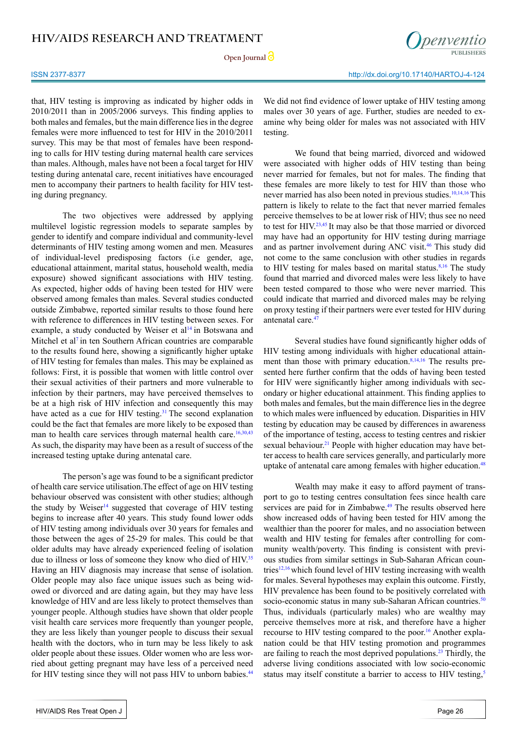that, HIV testing is improving as indicated by higher odds in 2010/2011 than in 2005/2006 surveys. This finding applies to both males and females, but the main difference lies in the degree females were more influenced to test for HIV in the 2010/2011 survey. This may be that most of females have been responding to calls for HIV testing during maternal health care services than males. Although, males have not been a focal target for HIV testing during antenatal care, recent initiatives have encouraged men to accompany their partners to health facility for HIV testing during pregnancy.

The two objectives were addressed by applying multilevel logistic regression models to separate samples by gender to identify and compare individual and community-level determinants of HIV testing among women and men. Measures of individual-level predisposing factors (i.e gender, age, educational attainment, marital status, household wealth, media exposure) showed significant associations with HIV testing. As expected, higher odds of having been tested for HIV were observed among females than males. Several studies conducted outside Zimbabwe, reported similar results to those found here with reference to differences in HIV testing between sexes. For example, a study conducted by Weiser et al[14] in Botswana and Mitchel et al[7] in ten Southern African countries are comparable to the results found here, showing a significantly higher uptake of HIV testing for females than males. This may be explained as follows: First, it is possible that women with little control over their sexual activities of their partners and more vulnerable to infection by their partners, may have perceived themselves to be at a high risk of HIV infection and consequently this may have acted as a cue for HIV testing.[31] The second explanation could be the fact that females are more likely to be exposed than man to health care services through maternal health care.[16,30,43] As such, the disparity may have been as a result of success of the increased testing uptake during antenatal care.

The person's age was found to be a significant predictor of health care service utilisation.The effect of age on HIV testing behaviour observed was consistent with other studies; although the study by Weiser[14] suggested that coverage of HIV testing begins to increase after 40 years. This study found lower odds of HIV testing among individuals over 30 years for females and those between the ages of 25-29 for males. This could be that older adults may have already experienced feeling of isolation due to illness or loss of someone they know who died of HIV.[35] Having an HIV diagnosis may increase that sense of isolation. Older people may also face unique issues such as being widowed or divorced and are dating again, but they may have less knowledge of HIV and are less likely to protect themselves than younger people. Although studies have shown that older people visit health care services more frequently than younger people, they are less likely than younger people to discuss their sexual health with the doctors, who in turn may be less likely to ask older people about these issues. Older women who are less worried about getting pregnant may have less of a perceived need for HIV testing since they will not pass HIV to unborn babies.[44] We did not find evidence of lower uptake of HIV testing among males over 30 years of age. Further, studies are needed to examine why being older for males was not associated with HIV testing.

We found that being married, divorced and widowed were associated with higher odds of HIV testing than being never married for females, but not for males. The finding that these females are more likely to test for HIV than those who never married has also been noted in previous studies.[10,14,16] This pattern is likely to relate to the fact that never married females perceive themselves to be at lower risk of HIV; thus see no need to test for HIV.[23,45] It may also be that those married or divorced may have had an opportunity for HIV testing during marriage and as partner involvement during ANC visit.[46] This study did not come to the same conclusion with other studies in regards to HIV testing for males based on marital status.[8,16] The study found that married and divorced males were less likely to have been tested compared to those who were never married. This could indicate that married and divorced males may be relying on proxy testing if their partners were ever tested for HIV during antenatal care.[47]

Several studies have found significantly higher odds of HIV testing among individuals with higher educational attainment than those with primary education.[8,14,16] The results presented here further confirm that the odds of having been tested for HIV were significantly higher among individuals with secondary or higher educational attainment. This finding applies to both males and females, but the main difference lies in the degree to which males were influenced by education. Disparities in HIV testing by education may be caused by differences in awareness of the importance of testing, access to testing centres and riskier sexual behaviour.[21] People with higher education may have better access to health care services generally, and particularly more uptake of antenatal care among females with higher education.[48]

Wealth may make it easy to afford payment of transport to go to testing centres consultation fees since health care services are paid for in Zimbabwe.[49] The results observed here show increased odds of having been tested for HIV among the wealthier than the poorer for males, and no association between wealth and HIV testing for females after controlling for community wealth/poverty. This finding is consistent with previous studies from similar settings in Sub-Saharan African countries[12,16] which found level of HIV testing increasing with wealth for males. Several hypotheses may explain this outcome. Firstly, HIV prevalence has been found to be positively correlated with socio-economic status in many sub-Saharan African countries.[50] Thus, individuals (particularly males) who are wealthy may perceive themselves more at risk, and therefore have a higher recourse to HIV testing compared to the poor.[16] Another explanation could be that HIV testing promotion and programmes are failing to reach the most deprived populations.[23] Thirdly, the adverse living conditions associated with low socio-economic status may itself constitute a barrier to access to HIV testing,[5]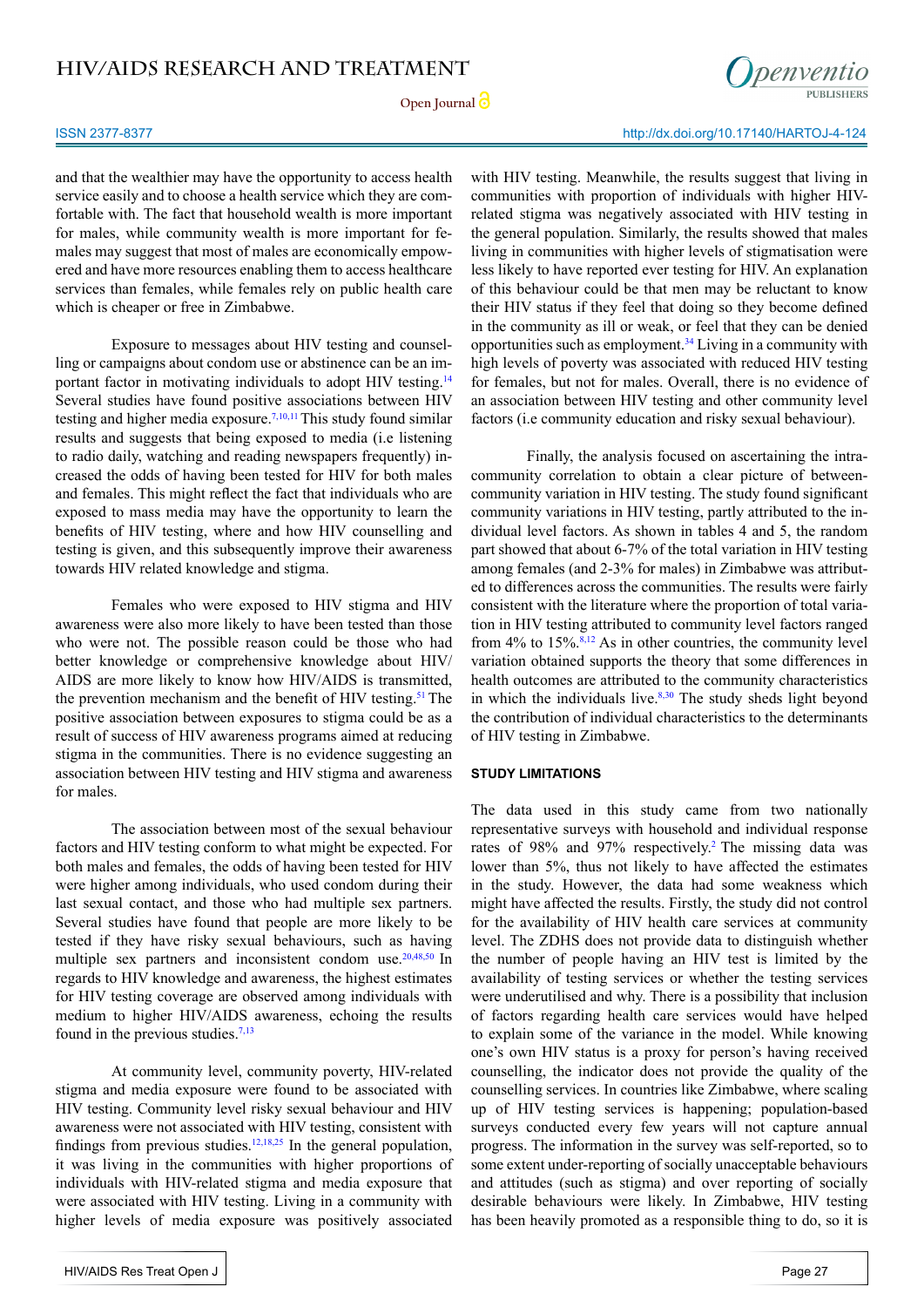and that the wealthier may have the opportunity to access health service easily and to choose a health service which they are comfortable with. The fact that household wealth is more important for males, while community wealth is more important for females may suggest that most of males are economically empowered and have more resources enabling them to access healthcare services than females, while females rely on public health care which is cheaper or free in Zimbabwe.

Exposure to messages about HIV testing and counselling or campaigns about condom use or abstinence can be an important factor in motivating individuals to adopt HIV testing.[14] Several studies have found positive associations between HIV testing and higher media exposure.[7,10,11] This study found similar results and suggests that being exposed to media (i.e listening to radio daily, watching and reading newspapers frequently) increased the odds of having been tested for HIV for both males and females. This might reflect the fact that individuals who are exposed to mass media may have the opportunity to learn the benefits of HIV testing, where and how HIV counselling and testing is given, and this subsequently improve their awareness towards HIV related knowledge and stigma.

Females who were exposed to HIV stigma and HIV awareness were also more likely to have been tested than those who were not. The possible reason could be those who had better knowledge or comprehensive knowledge about HIV/AIDS are more likely to know how HIV/AIDS is transmitted, the prevention mechanism and the benefit of HIV testing.[51] The positive association between exposures to stigma could be as a result of success of HIV awareness programs aimed at reducing stigma in the communities. There is no evidence suggesting an association between HIV testing and HIV stigma and awareness for males.

The association between most of the sexual behaviour factors and HIV testing conform to what might be expected. For both males and females, the odds of having been tested for HIV were higher among individuals, who used condom during their last sexual contact, and those who had multiple sex partners. Several studies have found that people are more likely to be tested if they have risky sexual behaviours, such as having multiple sex partners and inconsistent condom use.[20,48,50] In regards to HIV knowledge and awareness, the highest estimates for HIV testing coverage are observed among individuals with medium to higher HIV/AIDS awareness, echoing the results found in the previous studies.[7,13]

At community level, community poverty, HIV-related stigma and media exposure were found to be associated with HIV testing. Community level risky sexual behaviour and HIV awareness were not associated with HIV testing, consistent with findings from previous studies.[12,18,25] In the general population, it was living in the communities with higher proportions of individuals with HIV-related stigma and media exposure that were associated with HIV testing. Living in a community with higher levels of media exposure was positively associated with HIV testing. Meanwhile, the results suggest that living in communities with proportion of individuals with higher HIV-related stigma was negatively associated with HIV testing in the general population. Similarly, the results showed that males living in communities with higher levels of stigmatisation were less likely to have reported ever testing for HIV. An explanation of this behaviour could be that men may be reluctant to know their HIV status if they feel that doing so they become defined in the community as ill or weak, or feel that they can be denied opportunities such as employment.[34] Living in a community with high levels of poverty was associated with reduced HIV testing for females, but not for males. Overall, there is no evidence of an association between HIV testing and other community level factors (i.e community education and risky sexual behaviour).

Finally, the analysis focused on ascertaining the intra-community correlation to obtain a clear picture of between-community variation in HIV testing. The study found significant community variations in HIV testing, partly attributed to the individual level factors. As shown in tables 4 and 5, the random part showed that about 6-7% of the total variation in HIV testing among females (and 2-3% for males) in Zimbabwe was attributed to differences across the communities. The results were fairly consistent with the literature where the proportion of total variation in HIV testing attributed to community level factors ranged from 4% to 15%.[8,12] As in other countries, the community level variation obtained supports the theory that some differences in health outcomes are attributed to the community characteristics in which the individuals live.[8,30] The study sheds light beyond the contribution of individual characteristics to the determinants of HIV testing in Zimbabwe.

## STUDY LIMITATIONS

The data used in this study came from two nationally representative surveys with household and individual response rates of 98% and 97% respectively.[2] The missing data was lower than 5%, thus not likely to have affected the estimates in the study. However, the data had some weakness which might have affected the results. Firstly, the study did not control for the availability of HIV health care services at community level. The ZDHS does not provide data to distinguish whether the number of people having an HIV test is limited by the availability of testing services or whether the testing services were underutilised and why. There is a possibility that inclusion of factors regarding health care services would have helped to explain some of the variance in the model. While knowing one's own HIV status is a proxy for person's having received counselling, the indicator does not provide the quality of the counselling services. In countries like Zimbabwe, where scaling up of HIV testing services is happening; population-based surveys conducted every few years will not capture annual progress. The information in the survey was self-reported, so to some extent under-reporting of socially unacceptable behaviours and attitudes (such as stigma) and over reporting of socially desirable behaviours were likely. In Zimbabwe, HIV testing has been heavily promoted as a responsible thing to do, so it is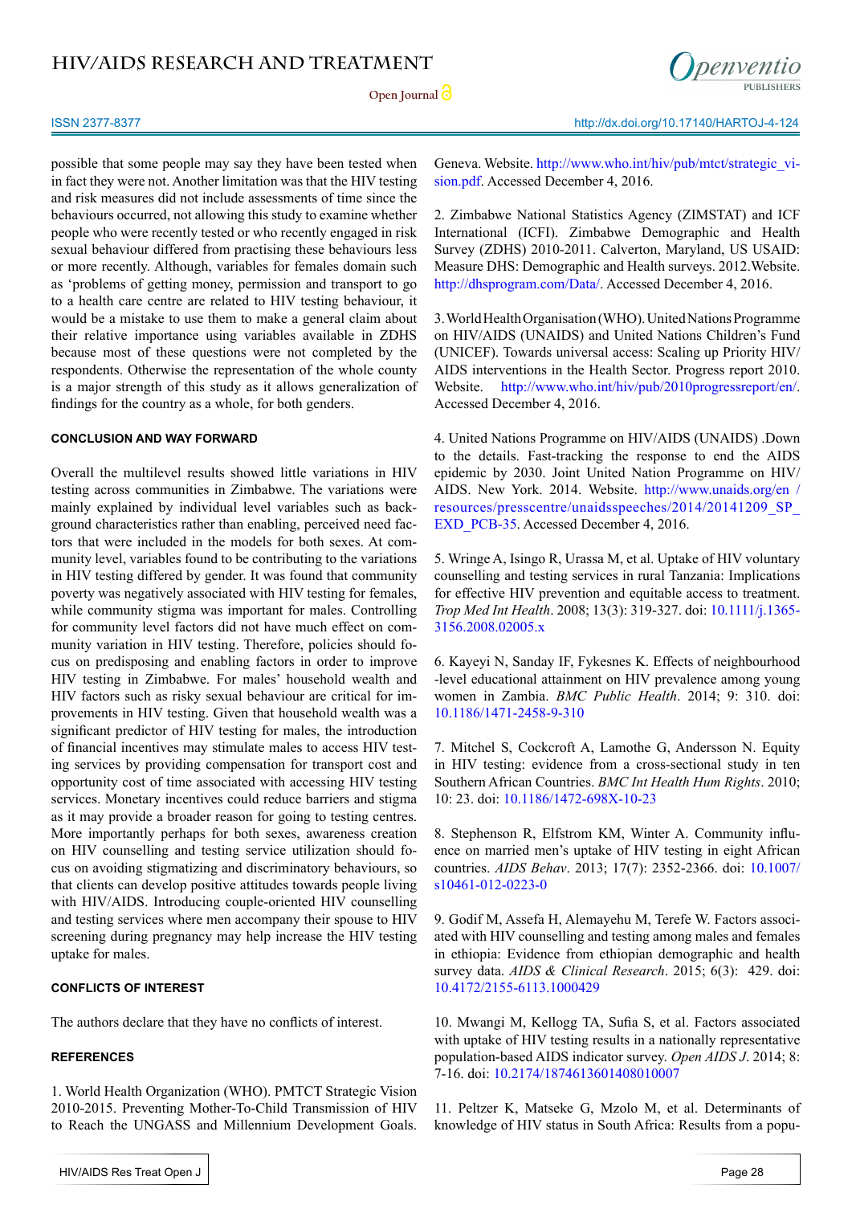possible that some people may say they have been tested when in fact they were not. Another limitation was that the HIV testing and risk measures did not include assessments of time since the behaviours occurred, not allowing this study to examine whether people who were recently tested or who recently engaged in risk sexual behaviour differed from practising these behaviours less or more recently. Although, variables for females domain such as 'problems of getting money, permission and transport to go to a health care centre are related to HIV testing behaviour, it would be a mistake to use them to make a general claim about their relative importance using variables available in ZDHS because most of these questions were not completed by the respondents. Otherwise the representation of the whole county is a major strength of this study as it allows generalization of findings for the country as a whole, for both genders.

## CONCLUSION AND WAY FORWARD

Overall the multilevel results showed little variations in HIV testing across communities in Zimbabwe. The variations were mainly explained by individual level variables such as background characteristics rather than enabling, perceived need factors that were included in the models for both sexes. At community level, variables found to be contributing to the variations in HIV testing differed by gender. It was found that community poverty was negatively associated with HIV testing for females, while community stigma was important for males. Controlling for community level factors did not have much effect on community variation in HIV testing. Therefore, policies should focus on predisposing and enabling factors in order to improve HIV testing in Zimbabwe. For males' household wealth and HIV factors such as risky sexual behaviour are critical for improvements in HIV testing. Given that household wealth was a significant predictor of HIV testing for males, the introduction of financial incentives may stimulate males to access HIV testing services by providing compensation for transport cost and opportunity cost of time associated with accessing HIV testing services. Monetary incentives could reduce barriers and stigma as it may provide a broader reason for going to testing centres. More importantly perhaps for both sexes, awareness creation on HIV counselling and testing service utilization should focus on avoiding stigmatizing and discriminatory behaviours, so that clients can develop positive attitudes towards people living with HIV/AIDS. Introducing couple-oriented HIV counselling and testing services where men accompany their spouse to HIV screening during pregnancy may help increase the HIV testing uptake for males.

## CONFLICTS OF INTEREST

The authors declare that they have no conflicts of interest.

## REFERENCES

1. World Health Organization (WHO). PMTCT Strategic Vision 2010-2015. Preventing Mother-To-Child Transmission of HIV to Reach the UNGASS and Millennium Development Goals. Geneva. Website. http://www.who.int/hiv/pub/mtct/strategic_vision.pdf. Accessed December 4, 2016.

2. Zimbabwe National Statistics Agency (ZIMSTAT) and ICF International (ICFI). Zimbabwe Demographic and Health Survey (ZDHS) 2010-2011. Calverton, Maryland, US USAID: Measure DHS: Demographic and Health surveys. 2012.Website. http://dhsprogram.com/Data/. Accessed December 4, 2016.

3. World Health Organisation (WHO). United Nations Programme on HIV/AIDS (UNAIDS) and United Nations Children's Fund (UNICEF). Towards universal access: Scaling up Priority HIV/AIDS interventions in the Health Sector. Progress report 2010. Website. http://www.who.int/hiv/pub/2010progressreport/en/. Accessed December 4, 2016.

4. United Nations Programme on HIV/AIDS (UNAIDS) .Down to the details. Fast-tracking the response to end the AIDS epidemic by 2030. Joint United Nation Programme on HIV/AIDS. New York. 2014. Website. http://www.unaids.org/en/resources/presscentre/unaidsspeeches/2014/20141209_SP_EXD_PCB-35. Accessed December 4, 2016.

5. Wringe A, Isingo R, Urassa M, et al. Uptake of HIV voluntary counselling and testing services in rural Tanzania: Implications for effective HIV prevention and equitable access to treatment. *Trop Med Int Health*. 2008; 13(3): 319-327. doi: 10.1111/j.1365-3156.2008.02005.x

6. Kayeyi N, Sanday IF, Fykesnes K. Effects of neighbourhood -level educational attainment on HIV prevalence among young women in Zambia. *BMC Public Health*. 2014; 9: 310. doi: 10.1186/1471-2458-9-310

7. Mitchel S, Cockcroft A, Lamothe G, Andersson N. Equity in HIV testing: evidence from a cross-sectional study in ten Southern African Countries. *BMC Int Health Hum Rights*. 2010; 10: 23. doi: 10.1186/1472-698X-10-23

8. Stephenson R, Elfstrom KM, Winter A. Community influence on married men's uptake of HIV testing in eight African countries. *AIDS Behav*. 2013; 17(7): 2352-2366. doi: 10.1007/s10461-012-0223-0

9. Godif M, Assefa H, Alemayehu M, Terefe W. Factors associated with HIV counselling and testing among males and females in ethiopia: Evidence from ethiopian demographic and health survey data. *AIDS & Clinical Research*. 2015; 6(3): 429. doi: 10.4172/2155-6113.1000429

10. Mwangi M, Kellogg TA, Sufia S, et al. Factors associated with uptake of HIV testing results in a nationally representative population-based AIDS indicator survey. *Open AIDS J*. 2014; 8: 7-16. doi: 10.2174/1874613601408010007

11. Peltzer K, Matseke G, Mzolo M, et al. Determinants of knowledge of HIV status in South Africa: Results from a popu-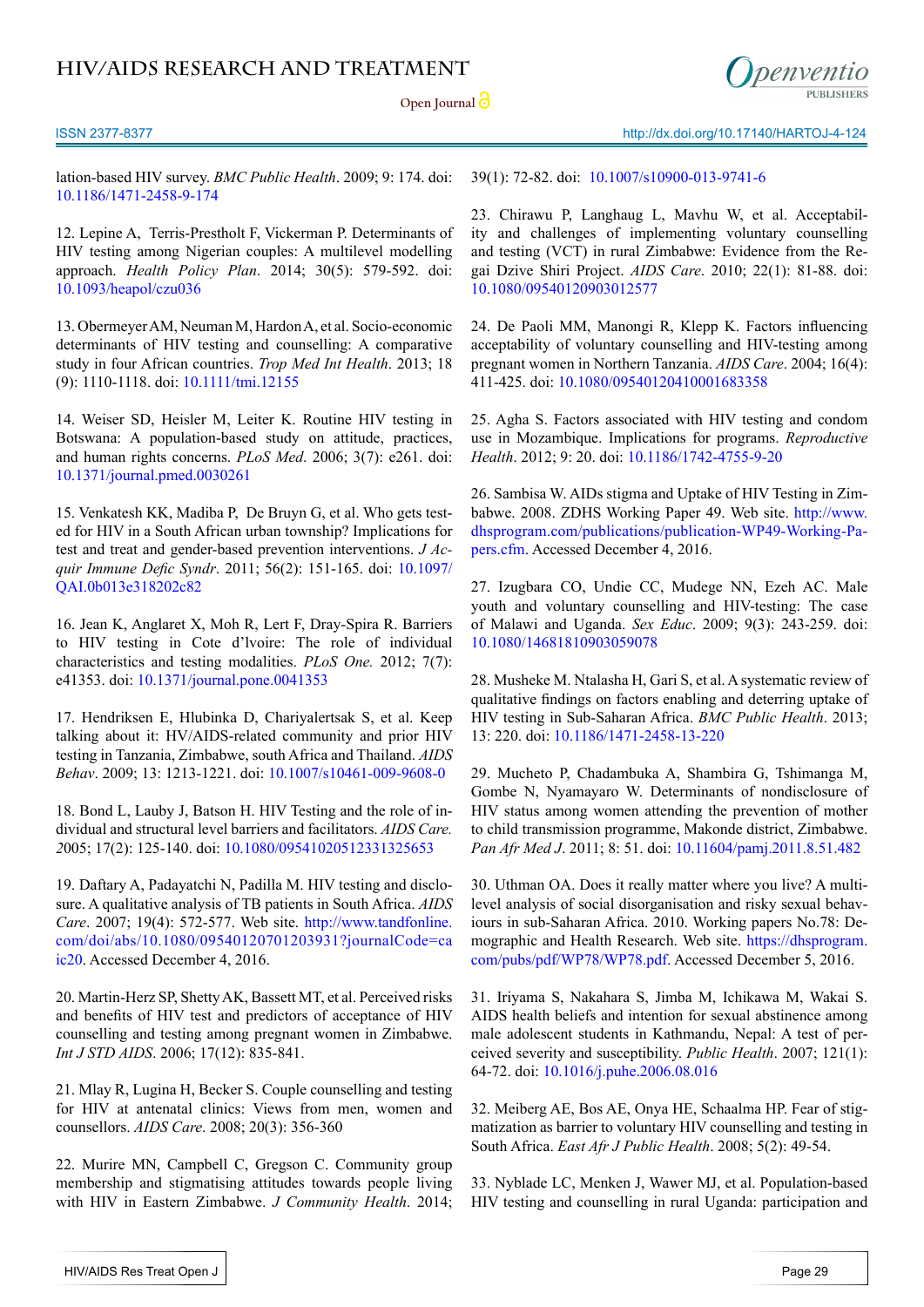lation-based HIV survey. *BMC Public Health*. 2009; 9: 174. doi: 10.1186/1471-2458-9-174

12. Lepine A, Terris-Prestholt F, Vickerman P. Determinants of HIV testing among Nigerian couples: A multilevel modelling approach. *Health Policy Plan*. 2014; 30(5): 579-592. doi: 10.1093/heapol/czu036

13. Obermeyer AM, Neuman M, Hardon A, et al. Socio-economic determinants of HIV testing and counselling: A comparative study in four African countries. *Trop Med Int Health*. 2013; 18 (9): 1110-1118. doi: 10.1111/tmi.12155

14. Weiser SD, Heisler M, Leiter K. Routine HIV testing in Botswana: A population-based study on attitude, practices, and human rights concerns. *PLoS Med*. 2006; 3(7): e261. doi: 10.1371/journal.pmed.0030261

15. Venkatesh KK, Madiba P, De Bruyn G, et al. Who gets tested for HIV in a South African urban township? Implications for test and treat and gender-based prevention interventions. *J Acquir Immune Defic Syndr*. 2011; 56(2): 151-165. doi: 10.1097/QAI.0b013e318202c82

16. Jean K, Anglaret X, Moh R, Lert F, Dray-Spira R. Barriers to HIV testing in Cote d'lvoire: The role of individual characteristics and testing modalities. *PLoS One.* 2012; 7(7): e41353. doi: 10.1371/journal.pone.0041353

17. Hendriksen E, Hlubinka D, Chariyalertsak S, et al. Keep talking about it: HIV/AIDS-related community and prior HIV testing in Tanzania, Zimbabwe, south Africa and Thailand. *AIDS Behav*. 2009; 13: 1213-1221. doi: 10.1007/s10461-009-9608-0

18. Bond L, Lauby J, Batson H. HIV Testing and the role of individual and structural level barriers and facilitators. *AIDS Care.* 2005; 17(2): 125-140. doi: 10.1080/09541020512331325653

19. Daftary A, Padayatchi N, Padilla M. HIV testing and disclosure. A qualitative analysis of TB patients in South Africa. *AIDS Care*. 2007; 19(4): 572-577. Web site. http://www.tandfonline.com/doi/abs/10.1080/09540120701203931?journalCode=caic20. Accessed December 4, 2016.

20. Martin-Herz SP, Shetty AK, Bassett MT, et al. Perceived risks and benefits of HIV test and predictors of acceptance of HIV counselling and testing among pregnant women in Zimbabwe. *Int J STD AIDS*. 2006; 17(12): 835-841.

21. Mlay R, Lugina H, Becker S. Couple counselling and testing for HIV at antenatal clinics: Views from men, women and counsellors. *AIDS Care*. 2008; 20(3): 356-360

22. Murire MN, Campbell C, Gregson C. Community group membership and stigmatising attitudes towards people living with HIV in Eastern Zimbabwe. *J Community Health*. 2014; 39(1): 72-82. doi: 10.1007/s10900-013-9741-6

23. Chirawu P, Langhaug L, Mavhu W, et al. Acceptability and challenges of implementing voluntary counselling and testing (VCT) in rural Zimbabwe: Evidence from the Regai Dzive Shiri Project. *AIDS Care*. 2010; 22(1): 81-88. doi: 10.1080/09540120903012577

24. De Paoli MM, Manongi R, Klepp K. Factors influencing acceptability of voluntary counselling and HIV-testing among pregnant women in Northern Tanzania. *AIDS Care*. 2004; 16(4): 411-425. doi: 10.1080/09540120410001683358

25. Agha S. Factors associated with HIV testing and condom use in Mozambique. Implications for programs. *Reproductive Health*. 2012; 9: 20. doi: 10.1186/1742-4755-9-20

26. Sambisa W. AIDs stigma and Uptake of HIV Testing in Zimbabwe. 2008. ZDHS Working Paper 49. Web site. http://www.dhsprogram.com/publications/publication-WP49-Working-Papers.cfm. Accessed December 4, 2016.

27. Izugbara CO, Undie CC, Mudege NN, Ezeh AC. Male youth and voluntary counselling and HIV-testing: The case of Malawi and Uganda. *Sex Educ*. 2009; 9(3): 243-259. doi: 10.1080/14681810903059078

28. Musheke M. Ntalasha H, Gari S, et al. A systematic review of qualitative findings on factors enabling and deterring uptake of HIV testing in Sub-Saharan Africa. *BMC Public Health*. 2013; 13: 220. doi: 10.1186/1471-2458-13-220

29. Mucheto P, Chadambuka A, Shambira G, Tshimanga M, Gombe N, Nyamayaro W. Determinants of nondisclosure of HIV status among women attending the prevention of mother to child transmission programme, Makonde district, Zimbabwe. *Pan Afr Med J*. 2011; 8: 51. doi: 10.11604/pamj.2011.8.51.482

30. Uthman OA. Does it really matter where you live? A multilevel analysis of social disorganisation and risky sexual behaviours in sub-Saharan Africa. 2010. Working papers No.78: Demographic and Health Research. Web site. https://dhsprogram.com/pubs/pdf/WP78/WP78.pdf. Accessed December 5, 2016.

31. Iriyama S, Nakahara S, Jimba M, Ichikawa M, Wakai S. AIDS health beliefs and intention for sexual abstinence among male adolescent students in Kathmandu, Nepal: A test of perceived severity and susceptibility. *Public Health*. 2007; 121(1): 64-72. doi: 10.1016/j.puhe.2006.08.016

32. Meiberg AE, Bos AE, Onya HE, Schaalma HP. Fear of stigmatization as barrier to voluntary HIV counselling and testing in South Africa. *East Afr J Public Health*. 2008; 5(2): 49-54.

33. Nyblade LC, Menken J, Wawer MJ, et al. Population-based HIV testing and counselling in rural Uganda: participation and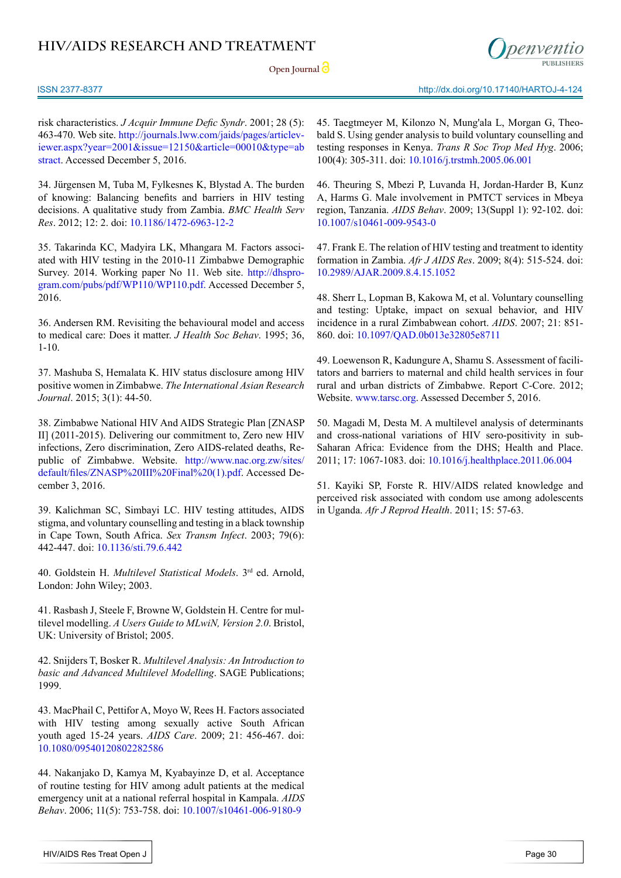risk characteristics. *J Acquir Immune Defic Syndr*. 2001; 28 (5): 463-470. Web site. http://journals.lww.com/jaids/pages/articleviewer.aspx?year=2001&issue=12150&article=00010&type=abstract. Accessed December 5, 2016.

34. Jürgensen M, Tuba M, Fylkesnes K, Blystad A. The burden of knowing: Balancing benefits and barriers in HIV testing decisions. A qualitative study from Zambia. *BMC Health Serv Res*. 2012; 12: 2. doi: 10.1186/1472-6963-12-2

35. Takarinda KC, Madyira LK, Mhangara M. Factors associated with HIV testing in the 2010-11 Zimbabwe Demographic Survey. 2014. Working paper No 11. Web site. http://dhsprogram.com/pubs/pdf/WP110/WP110.pdf. Accessed December 5, 2016.

36. Andersen RM. Revisiting the behavioural model and access to medical care: Does it matter. *J Health Soc Behav*. 1995; 36, 1-10.

37. Mashuba S, Hemalata K. HIV status disclosure among HIV positive women in Zimbabwe. *The International Asian Research Journal*. 2015; 3(1): 44-50.

38. Zimbabwe National HIV And AIDS Strategic Plan [ZNASP II] (2011-2015). Delivering our commitment to, Zero new HIV infections, Zero discrimination, Zero AIDS-related deaths, Republic of Zimbabwe. Website. http://www.nac.org.zw/sites/default/files/ZNASP%20III%20Final%20(1).pdf. Accessed December 3, 2016.

39. Kalichman SC, Simbayi LC. HIV testing attitudes, AIDS stigma, and voluntary counselling and testing in a black township in Cape Town, South Africa. *Sex Transm Infect*. 2003; 79(6): 442-447. doi: 10.1136/sti.79.6.442

40. Goldstein H. *Multilevel Statistical Models*. 3rd ed. Arnold, London: John Wiley; 2003.

41. Rasbash J, Steele F, Browne W, Goldstein H. Centre for multilevel modelling. *A Users Guide to MLwiN, Version 2.0*. Bristol, UK: University of Bristol; 2005.

42. Snijders T, Bosker R. *Multilevel Analysis: An Introduction to basic and Advanced Multilevel Modelling*. SAGE Publications; 1999.

43. MacPhail C, Pettifor A, Moyo W, Rees H. Factors associated with HIV testing among sexually active South African youth aged 15-24 years. *AIDS Care*. 2009; 21: 456-467. doi: 10.1080/09540120802282586

44. Nakanjako D, Kamya M, Kyabayinze D, et al. Acceptance of routine testing for HIV among adult patients at the medical emergency unit at a national referral hospital in Kampala. *AIDS Behav*. 2006; 11(5): 753-758. doi: 10.1007/s10461-006-9180-9

45. Taegtmeyer M, Kilonzo N, Mung'ala L, Morgan G, Theobald S. Using gender analysis to build voluntary counselling and testing responses in Kenya. *Trans R Soc Trop Med Hyg*. 2006; 100(4): 305-311. doi: 10.1016/j.trstmh.2005.06.001

46. Theuring S, Mbezi P, Luvanda H, Jordan-Harder B, Kunz A, Harms G. Male involvement in PMTCT services in Mbeya region, Tanzania. *AIDS Behav*. 2009; 13(Suppl 1): 92-102. doi: 10.1007/s10461-009-9543-0

47. Frank E. The relation of HIV testing and treatment to identity formation in Zambia. *Afr J AIDS Res*. 2009; 8(4): 515-524. doi: 10.2989/AJAR.2009.8.4.15.1052

48. Sherr L, Lopman B, Kakowa M, et al. Voluntary counselling and testing: Uptake, impact on sexual behavior, and HIV incidence in a rural Zimbabwean cohort. *AIDS*. 2007; 21: 851-860. doi: 10.1097/QAD.0b013e32805e8711

49. Loewenson R, Kadungure A, Shamu S. Assessment of facilitators and barriers to maternal and child health services in four rural and urban districts of Zimbabwe. Report C-Core. 2012; Website. www.tarsc.org. Assessed December 5, 2016.

50. Magadi M, Desta M. A multilevel analysis of determinants and cross-national variations of HIV sero-positivity in sub-Saharan Africa: Evidence from the DHS; Health and Place. 2011; 17: 1067-1083. doi: 10.1016/j.healthplace.2011.06.004

51. Kayiki SP, Forste R. HIV/AIDS related knowledge and perceived risk associated with condom use among adolescents in Uganda. *Afr J Reprod Health*. 2011; 15: 57-63.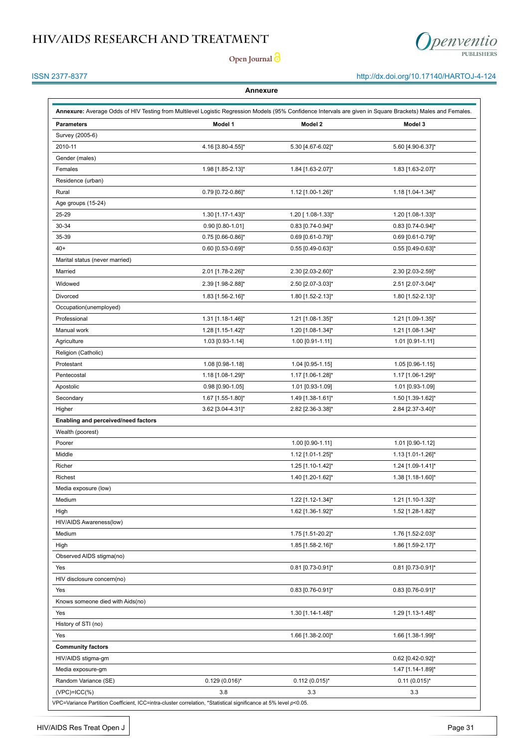**Annexure**

**Annexure:** Average Odds of HIV Testing from Multilevel Logistic Regression Models (95% Confidence Intervals are given in Square Brackets) Males and Females.

| **Parameters** | **Model 1** | **Model 2** | **Model 3** |
|---|---|---|---|
| Survey (2005-6) | | | |
| 2010-11 | 4.16 [3.80-4.55]* | 5.30 [4.67-6.02]* | 5.60 [4.90-6.37]* |
| Gender (males) | | | |
| Females | 1.98 [1.85-2.13]* | 1.84 [1.63-2.07]* | 1.83 [1.63-2.07]* |
| Residence (urban) | | | |
| Rural | 0.79 [0.72-0.86]* | 1.12 [1.00-1.26]* | 1.18 [1.04-1.34]* |
| Age groups (15-24) | | | |
| 25-29 | 1.30 [1.17-1.43]* | 1.20 [ 1.08-1.33]* | 1.20 [1.08-1.33]* |
| 30-34 | 0.90 [0.80-1.01] | 0.83 [0.74-0.94]* | 0.83 [0.74-0.94]* |
| 35-39 | 0.75 [0.66-0.86]* | 0.69 [0.61-0.79]* | 0.69 [0.61-0.79]* |
| 40+ | 0.60 [0.53-0.69]* | 0.55 [0.49-0.63]* | 0.55 [0.49-0.63]* |
| Marital status (never married) | | | |
| Married | 2.01 [1.78-2.26]* | 2.30 [2.03-2.60]* | 2.30 [2.03-2.59]* |
| Widowed | 2.39 [1.98-2.88]* | 2.50 [2.07-3.03]* | 2.51 [2.07-3.04]* |
| Divorced | 1.83 [1.56-2.16]* | 1.80 [1.52-2.13]* | 1.80 [1.52-2.13]* |
| Occupation(unemployed) | | | |
| Professional | 1.31 [1.18-1.46]* | 1.21 [1.08-1.35]* | 1.21 [1.09-1.35]* |
| Manual work | 1.28 [1.15-1.42]* | 1.20 [1.08-1.34]* | 1.21 [1.08-1.34]* |
| Agriculture | 1.03 [0.93-1.14] | 1.00 [0.91-1.11] | 1.01 [0.91-1.11] |
| Religion (Catholic) | | | |
| Protestant | 1.08 [0.98-1.18] | 1.04 [0.95-1.15] | 1.05 [0.96-1.15] |
| Pentecostal | 1.18 [1.08-1.29]* | 1.17 [1.06-1.28]* | 1.17 [1.06-1.29]* |
| Apostolic | 0.98 [0.90-1.05] | 1.01 [0.93-1.09] | 1.01 [0.93-1.09] |
| Secondary | 1.67 [1.55-1.80]* | 1.49 [1.38-1.61]* | 1.50 [1.39-1.62]* |
| Higher | 3.62 [3.04-4.31]* | 2.82 [2.36-3.38]* | 2.84 [2.37-3.40]* |
| **Enabling and perceived/need factors** | | | |
| Wealth (poorest) | | | |
| Poorer | | 1.00 [0.90-1.11] | 1.01 [0.90-1.12] |
| Middle | | 1.12 [1.01-1.25]* | 1.13 [1.01-1.26]* |
| Richer | | 1.25 [1.10-1.42]* | 1.24 [1.09-1.41]* |
| Richest | | 1.40 [1.20-1.62]* | 1.38 [1.18-1.60]* |
| Media exposure (low) | | | |
| Medium | | 1.22 [1.12-1.34]* | 1.21 [1.10-1.32]* |
| High | | 1.62 [1.36-1.92]* | 1.52 [1.28-1.82]* |
| HIV/AIDS Awareness(low) | | | |
| Medium | | 1.75 [1.51-20.2]* | 1.76 [1.52-2.03]* |
| High | | 1.85 [1.58-2.16]* | 1.86 [1.59-2.17]* |
| Observed AIDS stigma(no) | | | |
| Yes | | 0.81 [0.73-0.91]* | 0.81 [0.73-0.91]* |
| HIV disclosure concern(no) | | | |
| Yes | | 0.83 [0.76-0.91]* | 0.83 [0.76-0.91]* |
| Knows someone died with Aids(no) | | | |
| Yes | | 1.30 [1.14-1.48]* | 1.29 [1.13-1.48]* |
| History of STI (no) | | | |
| Yes | | 1.66 [1.38-2.00]* | 1.66 [1.38-1.99]* |
| **Community factors** | | | |
| HIV/AIDS stigma-gm | | | 0.62 [0.42-0.92]* |
| Media exposure-gm | | | 1.47 [1.14-1.89]* |
| Random Variance (SE) | 0.129 (0.016)* | 0.112 (0.015)* | 0.11 (0.015)* |
| (VPC)=ICC(%) | 3.8 | 3.3 | 3.3 |

VPC=Variance Partition Coefficient, ICC=intra-cluster correlation, *Statistical significance at 5% level $p<0.05$.